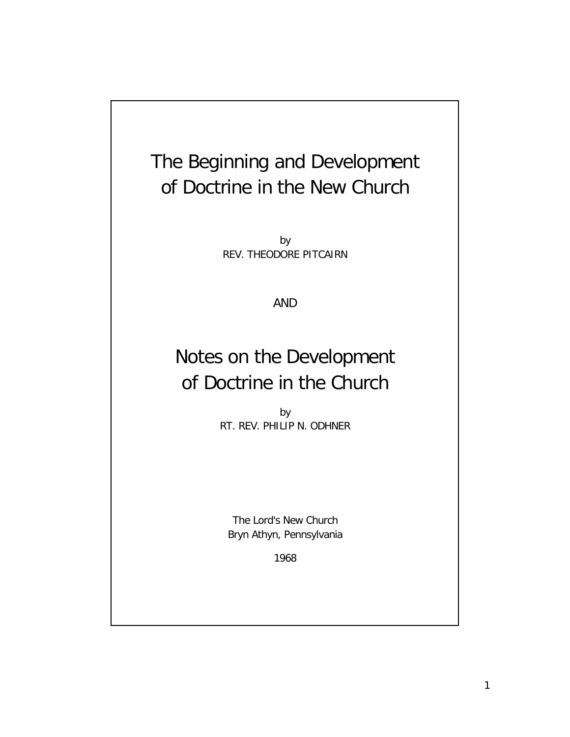# The Beginning and Development of Doctrine in the New Church

by
REV. THEODORE PITCAIRN

AND

# Notes on the Development of Doctrine in the Church

by
RT. REV. PHILIP N. ODHNER

The Lord's New Church
Bryn Athyn, Pennsylvania

1968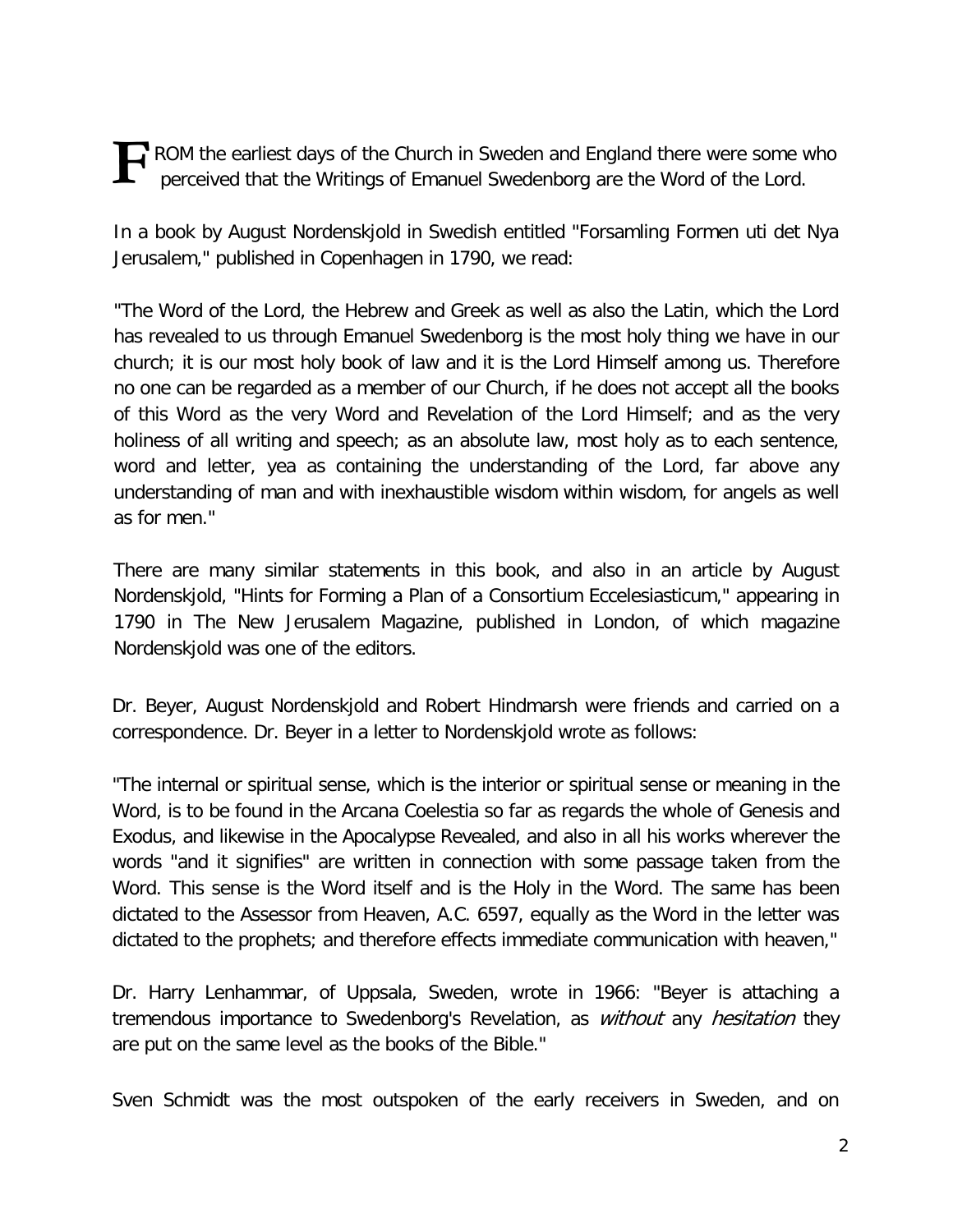FROM the earliest days of the Church in Sweden and England there were some who perceived that the Writings of Emanuel Swedenborg are the Word of the Lord.

In a book by August Nordenskjold in Swedish entitled "Forsamling Formen uti det Nya Jerusalem," published in Copenhagen in 1790, we read:

"The Word of the Lord, the Hebrew and Greek as well as also the Latin, which the Lord has revealed to us through Emanuel Swedenborg is the most holy thing we have in our church; it is our most holy book of law and it is the Lord Himself among us. Therefore no one can be regarded as a member of our Church, if he does not accept all the books of this Word as the very Word and Revelation of the Lord Himself; and as the very holiness of all writing and speech; as an absolute law, most holy as to each sentence, word and letter, yea as containing the understanding of the Lord, far above any understanding of man and with inexhaustible wisdom within wisdom, for angels as well as for men."

There are many similar statements in this book, and also in an article by August Nordenskjold, "Hints for Forming a Plan of a Consortium Eccelesiasticum," appearing in 1790 in The New Jerusalem Magazine, published in London, of which magazine Nordenskjold was one of the editors.

Dr. Beyer, August Nordenskjold and Robert Hindmarsh were friends and carried on a correspondence. Dr. Beyer in a letter to Nordenskjold wrote as follows:

"The internal or spiritual sense, which is the interior or spiritual sense or meaning in the Word, is to be found in the Arcana Coelestia so far as regards the whole of Genesis and Exodus, and likewise in the Apocalypse Revealed, and also in all his works wherever the words "and it signifies" are written in connection with some passage taken from the Word. This sense is the Word itself and is the Holy in the Word. The same has been dictated to the Assessor from Heaven, A.C. 6597, equally as the Word in the letter was dictated to the prophets; and therefore effects immediate communication with heaven,"

Dr. Harry Lenhammar, of Uppsala, Sweden, wrote in 1966: "Beyer is attaching a tremendous importance to Swedenborg's Revelation, as *without* any *hesitation* they are put on the same level as the books of the Bible."

Sven Schmidt was the most outspoken of the early receivers in Sweden, and on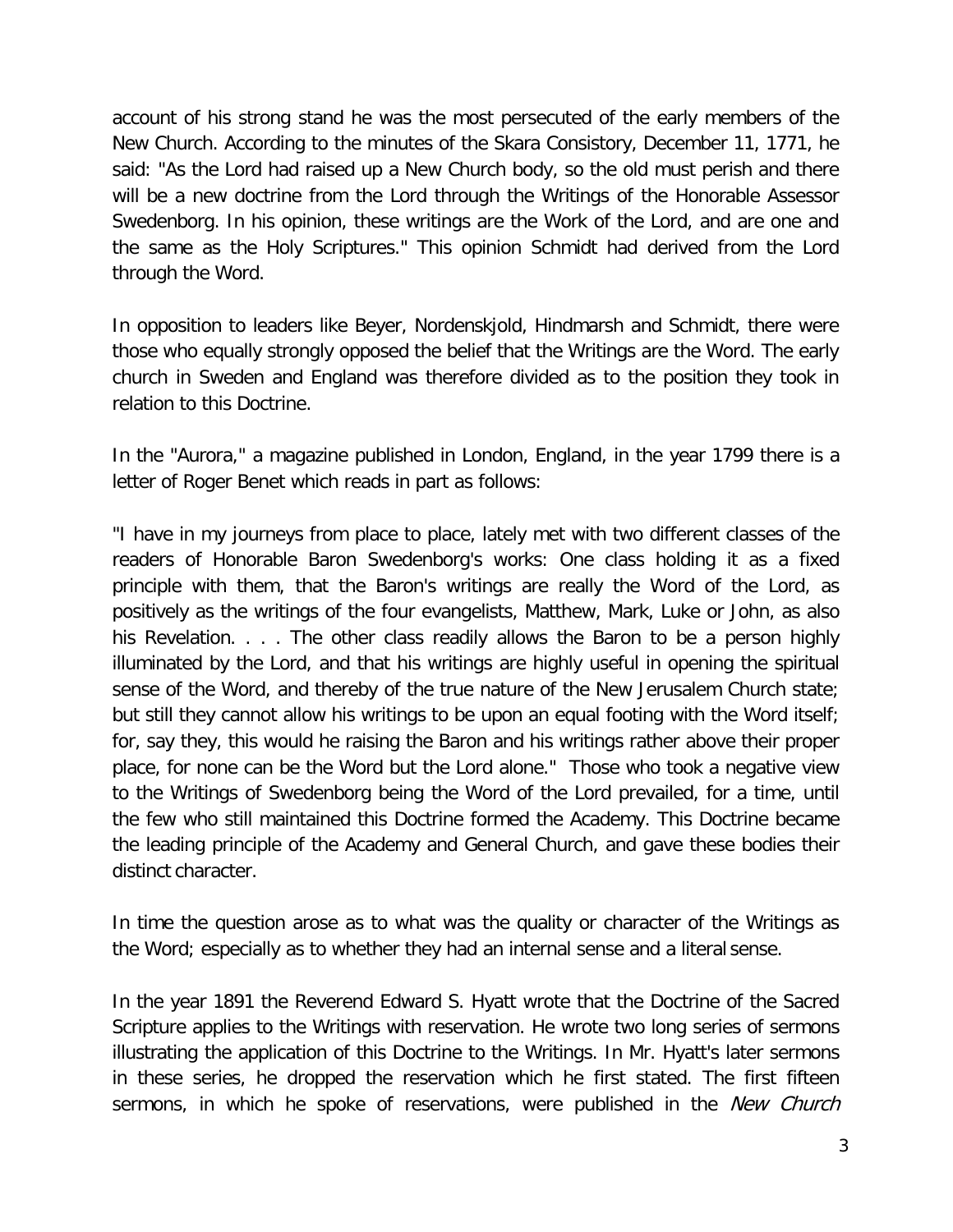account of his strong stand he was the most persecuted of the early members of the New Church. According to the minutes of the Skara Consistory, December 11, 1771, he said: "As the Lord had raised up a New Church body, so the old must perish and there will be a new doctrine from the Lord through the Writings of the Honorable Assessor Swedenborg. In his opinion, these writings are the Work of the Lord, and are one and the same as the Holy Scriptures." This opinion Schmidt had derived from the Lord through the Word.

In opposition to leaders like Beyer, Nordenskjold, Hindmarsh and Schmidt, there were those who equally strongly opposed the belief that the Writings are the Word. The early church in Sweden and England was therefore divided as to the position they took in relation to this Doctrine.

In the "Aurora," a magazine published in London, England, in the year 1799 there is a letter of Roger Benet which reads in part as follows:

"I have in my journeys from place to place, lately met with two different classes of the readers of Honorable Baron Swedenborg's works: One class holding it as a fixed principle with them, that the Baron's writings are really the Word of the Lord, as positively as the writings of the four evangelists, Matthew, Mark, Luke or John, as also his Revelation. . . . The other class readily allows the Baron to be a person highly illuminated by the Lord, and that his writings are highly useful in opening the spiritual sense of the Word, and thereby of the true nature of the New Jerusalem Church state; but still they cannot allow his writings to be upon an equal footing with the Word itself; for, say they, this would he raising the Baron and his writings rather above their proper place, for none can be the Word but the Lord alone." Those who took a negative view to the Writings of Swedenborg being the Word of the Lord prevailed, for a time, until the few who still maintained this Doctrine formed the Academy. This Doctrine became the leading principle of the Academy and General Church, and gave these bodies their distinct character.

In time the question arose as to what was the quality or character of the Writings as the Word; especially as to whether they had an internal sense and a literal sense.

In the year 1891 the Reverend Edward S. Hyatt wrote that the Doctrine of the Sacred Scripture applies to the Writings with reservation. He wrote two long series of sermons illustrating the application of this Doctrine to the Writings. In Mr. Hyatt's later sermons in these series, he dropped the reservation which he first stated. The first fifteen sermons, in which he spoke of reservations, were published in the *New Church*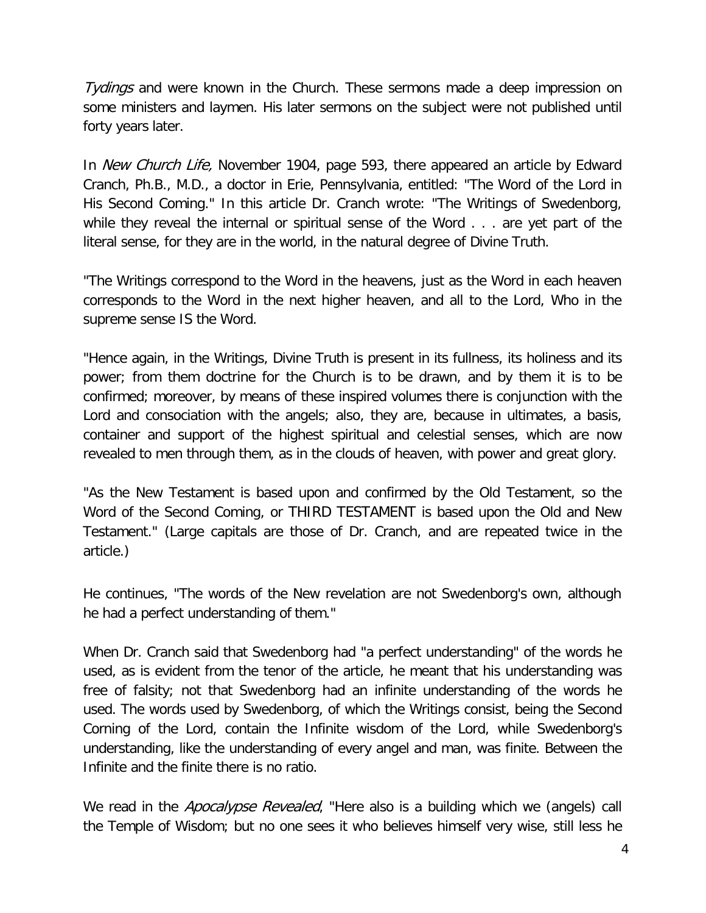*Tydings* and were known in the Church. These sermons made a deep impression on some ministers and laymen. His later sermons on the subject were not published until forty years later.

In *New Church Life,* November 1904, page 593, there appeared an article by Edward Cranch, Ph.B., M.D., a doctor in Erie, Pennsylvania, entitled: "The Word of the Lord in His Second Coming." In this article Dr. Cranch wrote: "The Writings of Swedenborg, while they reveal the internal or spiritual sense of the Word . . . are yet part of the literal sense, for they are in the world, in the natural degree of Divine Truth.

"The Writings correspond to the Word in the heavens, just as the Word in each heaven corresponds to the Word in the next higher heaven, and all to the Lord, Who in the supreme sense IS the Word.

"Hence again, in the Writings, Divine Truth is present in its fullness, its holiness and its power; from them doctrine for the Church is to be drawn, and by them it is to be confirmed; moreover, by means of these inspired volumes there is conjunction with the Lord and consociation with the angels; also, they are, because in ultimates, a basis, container and support of the highest spiritual and celestial senses, which are now revealed to men through them, as in the clouds of heaven, with power and great glory.

"As the New Testament is based upon and confirmed by the Old Testament, so the Word of the Second Coming, or THIRD TESTAMENT is based upon the Old and New Testament." (Large capitals are those of Dr. Cranch, and are repeated twice in the article.)

He continues, "The words of the New revelation are not Swedenborg's own, although he had a perfect understanding of them."

When Dr. Cranch said that Swedenborg had "a perfect understanding" of the words he used, as is evident from the tenor of the article, he meant that his understanding was free of falsity; not that Swedenborg had an infinite understanding of the words he used. The words used by Swedenborg, of which the Writings consist, being the Second Corning of the Lord, contain the Infinite wisdom of the Lord, while Swedenborg's understanding, like the understanding of every angel and man, was finite. Between the Infinite and the finite there is no ratio.

We read in the *Apocalypse Revealed*, "Here also is a building which we (angels) call the Temple of Wisdom; but no one sees it who believes himself very wise, still less he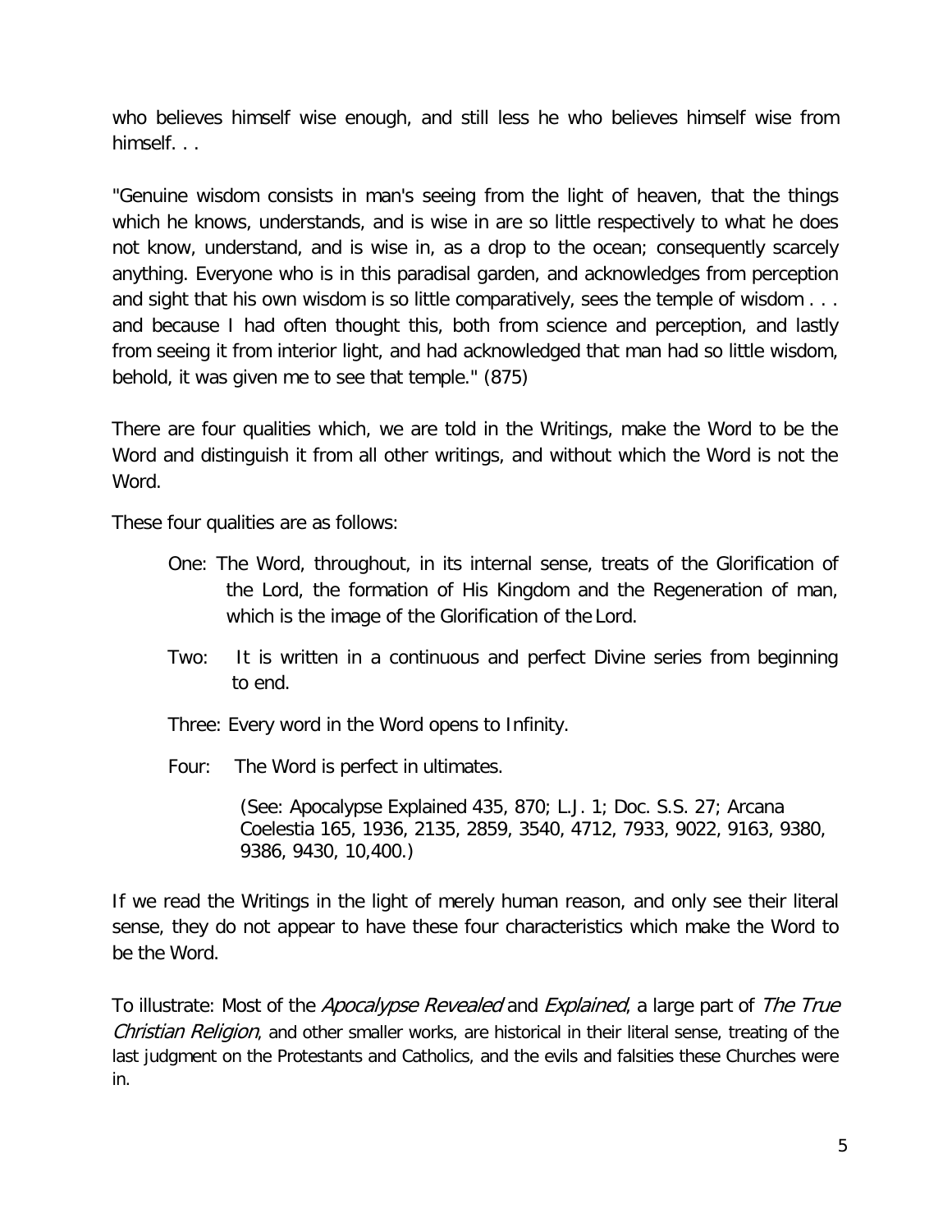who believes himself wise enough, and still less he who believes himself wise from himself. . .

"Genuine wisdom consists in man's seeing from the light of heaven, that the things which he knows, understands, and is wise in are so little respectively to what he does not know, understand, and is wise in, as a drop to the ocean; consequently scarcely anything. Everyone who is in this paradisal garden, and acknowledges from perception and sight that his own wisdom is so little comparatively, sees the temple of wisdom . . . and because I had often thought this, both from science and perception, and lastly from seeing it from interior light, and had acknowledged that man had so little wisdom, behold, it was given me to see that temple." (875)

There are four qualities which, we are told in the Writings, make the Word to be the Word and distinguish it from all other writings, and without which the Word is not the Word.

These four qualities are as follows:

> One: The Word, throughout, in its internal sense, treats of the Glorification of the Lord, the formation of His Kingdom and the Regeneration of man, which is the image of the Glorification of the Lord.
>
> Two: It is written in a continuous and perfect Divine series from beginning to end.
>
> Three: Every word in the Word opens to Infinity.
>
> Four: The Word is perfect in ultimates.
>
> (See: Apocalypse Explained 435, 870; L.J. 1; Doc. S.S. 27; Arcana Coelestia 165, 1936, 2135, 2859, 3540, 4712, 7933, 9022, 9163, 9380, 9386, 9430, 10,400.)

If we read the Writings in the light of merely human reason, and only see their literal sense, they do not appear to have these four characteristics which make the Word to be the Word.

To illustrate: Most of the *Apocalypse Revealed* and *Explained*, a large part of *The True Christian Religion*, and other smaller works, are historical in their literal sense, treating of the last judgment on the Protestants and Catholics, and the evils and falsities these Churches were in.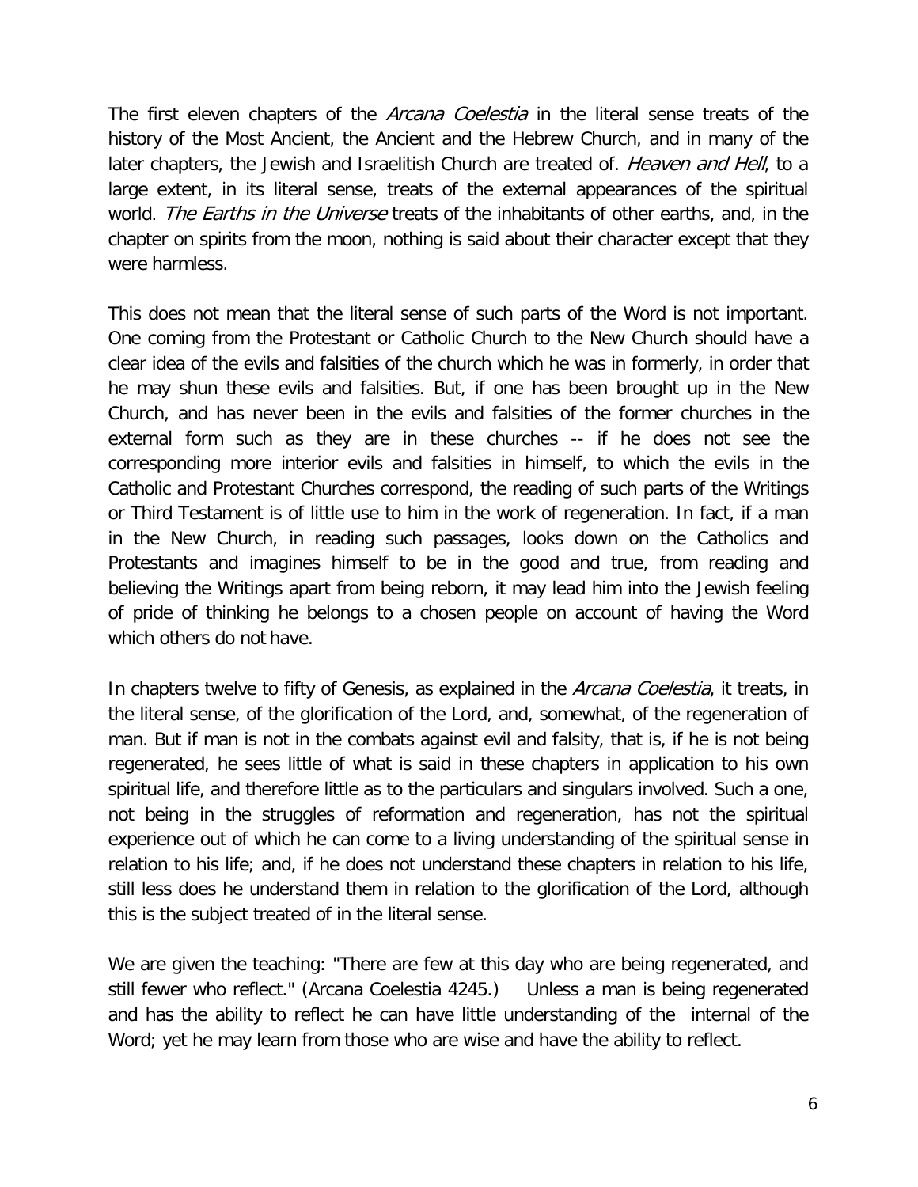The first eleven chapters of the *Arcana Coelestia* in the literal sense treats of the history of the Most Ancient, the Ancient and the Hebrew Church, and in many of the later chapters, the Jewish and Israelitish Church are treated of. *Heaven and Hell*, to a large extent, in its literal sense, treats of the external appearances of the spiritual world. *The Earths in the Universe* treats of the inhabitants of other earths, and, in the chapter on spirits from the moon, nothing is said about their character except that they were harmless.

This does not mean that the literal sense of such parts of the Word is not important. One coming from the Protestant or Catholic Church to the New Church should have a clear idea of the evils and falsities of the church which he was in formerly, in order that he may shun these evils and falsities. But, if one has been brought up in the New Church, and has never been in the evils and falsities of the former churches in the external form such as they are in these churches -- if he does not see the corresponding more interior evils and falsities in himself, to which the evils in the Catholic and Protestant Churches correspond, the reading of such parts of the Writings or Third Testament is of little use to him in the work of regeneration. In fact, if a man in the New Church, in reading such passages, looks down on the Catholics and Protestants and imagines himself to be in the good and true, from reading and believing the Writings apart from being reborn, it may lead him into the Jewish feeling of pride of thinking he belongs to a chosen people on account of having the Word which others do not have.

In chapters twelve to fifty of Genesis, as explained in the *Arcana Coelestia*, it treats, in the literal sense, of the glorification of the Lord, and, somewhat, of the regeneration of man. But if man is not in the combats against evil and falsity, that is, if he is not being regenerated, he sees little of what is said in these chapters in application to his own spiritual life, and therefore little as to the particulars and singulars involved. Such a one, not being in the struggles of reformation and regeneration, has not the spiritual experience out of which he can come to a living understanding of the spiritual sense in relation to his life; and, if he does not understand these chapters in relation to his life, still less does he understand them in relation to the glorification of the Lord, although this is the subject treated of in the literal sense.

We are given the teaching: "There are few at this day who are being regenerated, and still fewer who reflect." (Arcana Coelestia 4245.) Unless a man is being regenerated and has the ability to reflect he can have little understanding of the internal of the Word; yet he may learn from those who are wise and have the ability to reflect.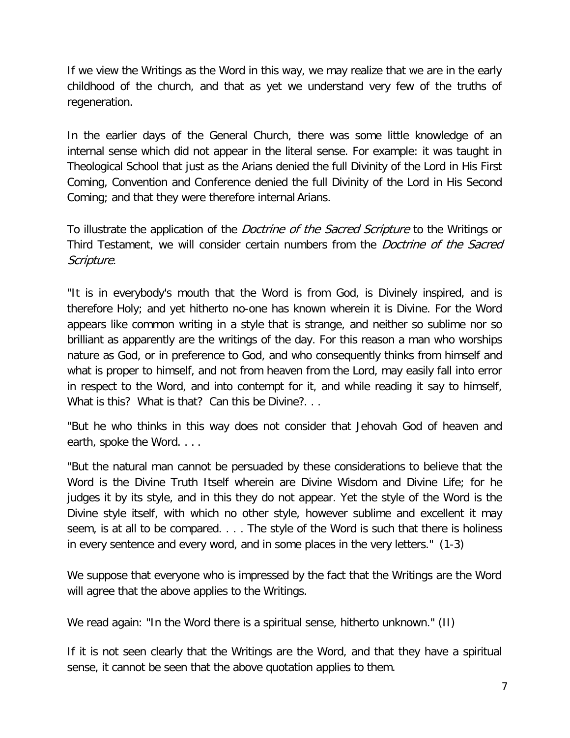If we view the Writings as the Word in this way, we may realize that we are in the early childhood of the church, and that as yet we understand very few of the truths of regeneration.

In the earlier days of the General Church, there was some little knowledge of an internal sense which did not appear in the literal sense. For example: it was taught in Theological School that just as the Arians denied the full Divinity of the Lord in His First Coming, Convention and Conference denied the full Divinity of the Lord in His Second Coming; and that they were therefore internal Arians.

To illustrate the application of the *Doctrine of the Sacred Scripture* to the Writings or Third Testament, we will consider certain numbers from the *Doctrine of the Sacred Scripture*.

"It is in everybody's mouth that the Word is from God, is Divinely inspired, and is therefore Holy; and yet hitherto no-one has known wherein it is Divine. For the Word appears like common writing in a style that is strange, and neither so sublime nor so brilliant as apparently are the writings of the day. For this reason a man who worships nature as God, or in preference to God, and who consequently thinks from himself and what is proper to himself, and not from heaven from the Lord, may easily fall into error in respect to the Word, and into contempt for it, and while reading it say to himself, What is this? What is that? Can this be Divine?. . .

"But he who thinks in this way does not consider that Jehovah God of heaven and earth, spoke the Word. . . .

"But the natural man cannot be persuaded by these considerations to believe that the Word is the Divine Truth Itself wherein are Divine Wisdom and Divine Life; for he judges it by its style, and in this they do not appear. Yet the style of the Word is the Divine style itself, with which no other style, however sublime and excellent it may seem, is at all to be compared. . . . The style of the Word is such that there is holiness in every sentence and every word, and in some places in the very letters." (1-3)

We suppose that everyone who is impressed by the fact that the Writings are the Word will agree that the above applies to the Writings.

We read again: "In the Word there is a spiritual sense, hitherto unknown." (II)

If it is not seen clearly that the Writings are the Word, and that they have a spiritual sense, it cannot be seen that the above quotation applies to them.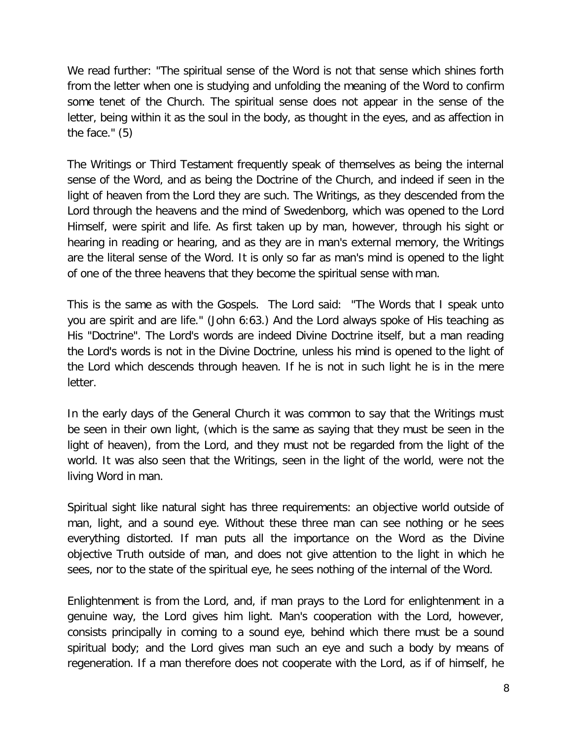We read further: "The spiritual sense of the Word is not that sense which shines forth from the letter when one is studying and unfolding the meaning of the Word to confirm some tenet of the Church. The spiritual sense does not appear in the sense of the letter, being within it as the soul in the body, as thought in the eyes, and as affection in the face." (5)

The Writings or Third Testament frequently speak of themselves as being the internal sense of the Word, and as being the Doctrine of the Church, and indeed if seen in the light of heaven from the Lord they are such. The Writings, as they descended from the Lord through the heavens and the mind of Swedenborg, which was opened to the Lord Himself, were spirit and life. As first taken up by man, however, through his sight or hearing in reading or hearing, and as they are in man's external memory, the Writings are the literal sense of the Word. It is only so far as man's mind is opened to the light of one of the three heavens that they become the spiritual sense with man.

This is the same as with the Gospels. The Lord said: "The Words that I speak unto you are spirit and are life." (John 6:63.) And the Lord always spoke of His teaching as His "Doctrine". The Lord's words are indeed Divine Doctrine itself, but a man reading the Lord's words is not in the Divine Doctrine, unless his mind is opened to the light of the Lord which descends through heaven. If he is not in such light he is in the mere letter.

In the early days of the General Church it was common to say that the Writings must be seen in their own light, (which is the same as saying that they must be seen in the light of heaven), from the Lord, and they must not be regarded from the light of the world. It was also seen that the Writings, seen in the light of the world, were not the living Word in man.

Spiritual sight like natural sight has three requirements: an objective world outside of man, light, and a sound eye. Without these three man can see nothing or he sees everything distorted. If man puts all the importance on the Word as the Divine objective Truth outside of man, and does not give attention to the light in which he sees, nor to the state of the spiritual eye, he sees nothing of the internal of the Word.

Enlightenment is from the Lord, and, if man prays to the Lord for enlightenment in a genuine way, the Lord gives him light. Man's cooperation with the Lord, however, consists principally in coming to a sound eye, behind which there must be a sound spiritual body; and the Lord gives man such an eye and such a body by means of regeneration. If a man therefore does not cooperate with the Lord, as if of himself, he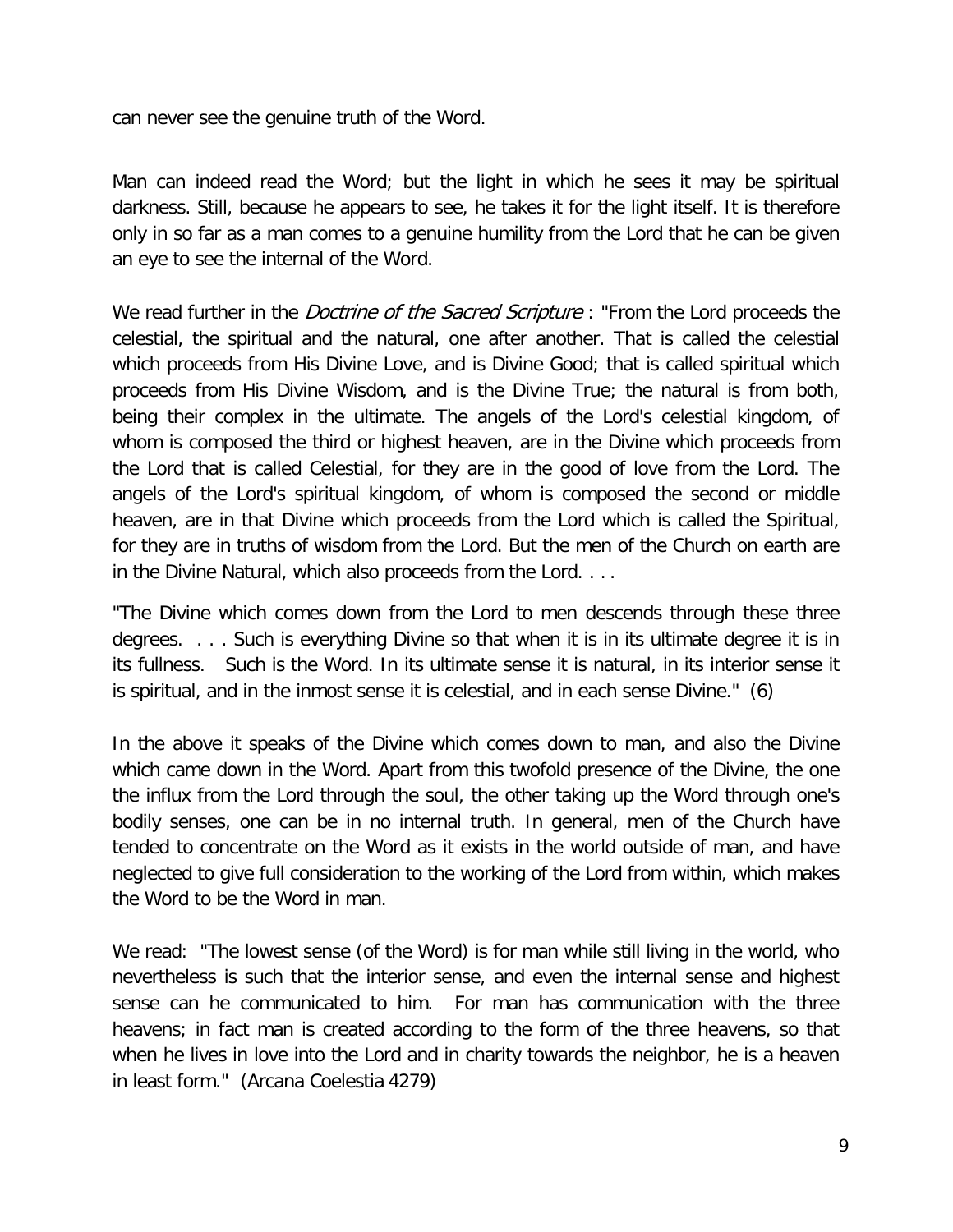can never see the genuine truth of the Word.

Man can indeed read the Word; but the light in which he sees it may be spiritual darkness. Still, because he appears to see, he takes it for the light itself. It is therefore only in so far as a man comes to a genuine humility from the Lord that he can be given an eye to see the internal of the Word.

We read further in the *Doctrine of the Sacred Scripture* : "From the Lord proceeds the celestial, the spiritual and the natural, one after another. That is called the celestial which proceeds from His Divine Love, and is Divine Good; that is called spiritual which proceeds from His Divine Wisdom, and is the Divine True; the natural is from both, being their complex in the ultimate. The angels of the Lord's celestial kingdom, of whom is composed the third or highest heaven, are in the Divine which proceeds from the Lord that is called Celestial, for they are in the good of love from the Lord. The angels of the Lord's spiritual kingdom, of whom is composed the second or middle heaven, are in that Divine which proceeds from the Lord which is called the Spiritual, for they are in truths of wisdom from the Lord. But the men of the Church on earth are in the Divine Natural, which also proceeds from the Lord. . . .

"The Divine which comes down from the Lord to men descends through these three degrees. . . . Such is everything Divine so that when it is in its ultimate degree it is in its fullness. Such is the Word. In its ultimate sense it is natural, in its interior sense it is spiritual, and in the inmost sense it is celestial, and in each sense Divine." (6)

In the above it speaks of the Divine which comes down to man, and also the Divine which came down in the Word. Apart from this twofold presence of the Divine, the one the influx from the Lord through the soul, the other taking up the Word through one's bodily senses, one can be in no internal truth. In general, men of the Church have tended to concentrate on the Word as it exists in the world outside of man, and have neglected to give full consideration to the working of the Lord from within, which makes the Word to be the Word in man.

We read: "The lowest sense (of the Word) is for man while still living in the world, who nevertheless is such that the interior sense, and even the internal sense and highest sense can he communicated to him. For man has communication with the three heavens; in fact man is created according to the form of the three heavens, so that when he lives in love into the Lord and in charity towards the neighbor, he is a heaven in least form." (Arcana Coelestia 4279)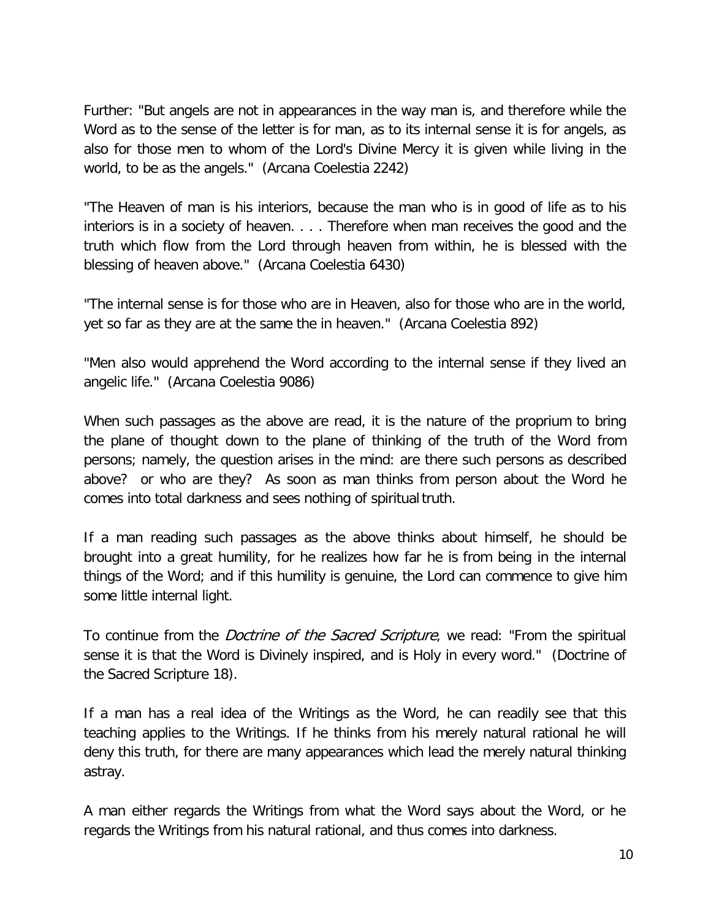Further: "But angels are not in appearances in the way man is, and therefore while the Word as to the sense of the letter is for man, as to its internal sense it is for angels, as also for those men to whom of the Lord's Divine Mercy it is given while living in the world, to be as the angels." (Arcana Coelestia 2242)

"The Heaven of man is his interiors, because the man who is in good of life as to his interiors is in a society of heaven. . . . Therefore when man receives the good and the truth which flow from the Lord through heaven from within, he is blessed with the blessing of heaven above." (Arcana Coelestia 6430)

"The internal sense is for those who are in Heaven, also for those who are in the world, yet so far as they are at the same the in heaven." (Arcana Coelestia 892)

"Men also would apprehend the Word according to the internal sense if they lived an angelic life." (Arcana Coelestia 9086)

When such passages as the above are read, it is the nature of the proprium to bring the plane of thought down to the plane of thinking of the truth of the Word from persons; namely, the question arises in the mind: are there such persons as described above? or who are they? As soon as man thinks from person about the Word he comes into total darkness and sees nothing of spiritual truth.

If a man reading such passages as the above thinks about himself, he should be brought into a great humility, for he realizes how far he is from being in the internal things of the Word; and if this humility is genuine, the Lord can commence to give him some little internal light.

To continue from the *Doctrine of the Sacred Scripture*, we read: "From the spiritual sense it is that the Word is Divinely inspired, and is Holy in every word." (Doctrine of the Sacred Scripture 18).

If a man has a real idea of the Writings as the Word, he can readily see that this teaching applies to the Writings. If he thinks from his merely natural rational he will deny this truth, for there are many appearances which lead the merely natural thinking astray.

A man either regards the Writings from what the Word says about the Word, or he regards the Writings from his natural rational, and thus comes into darkness.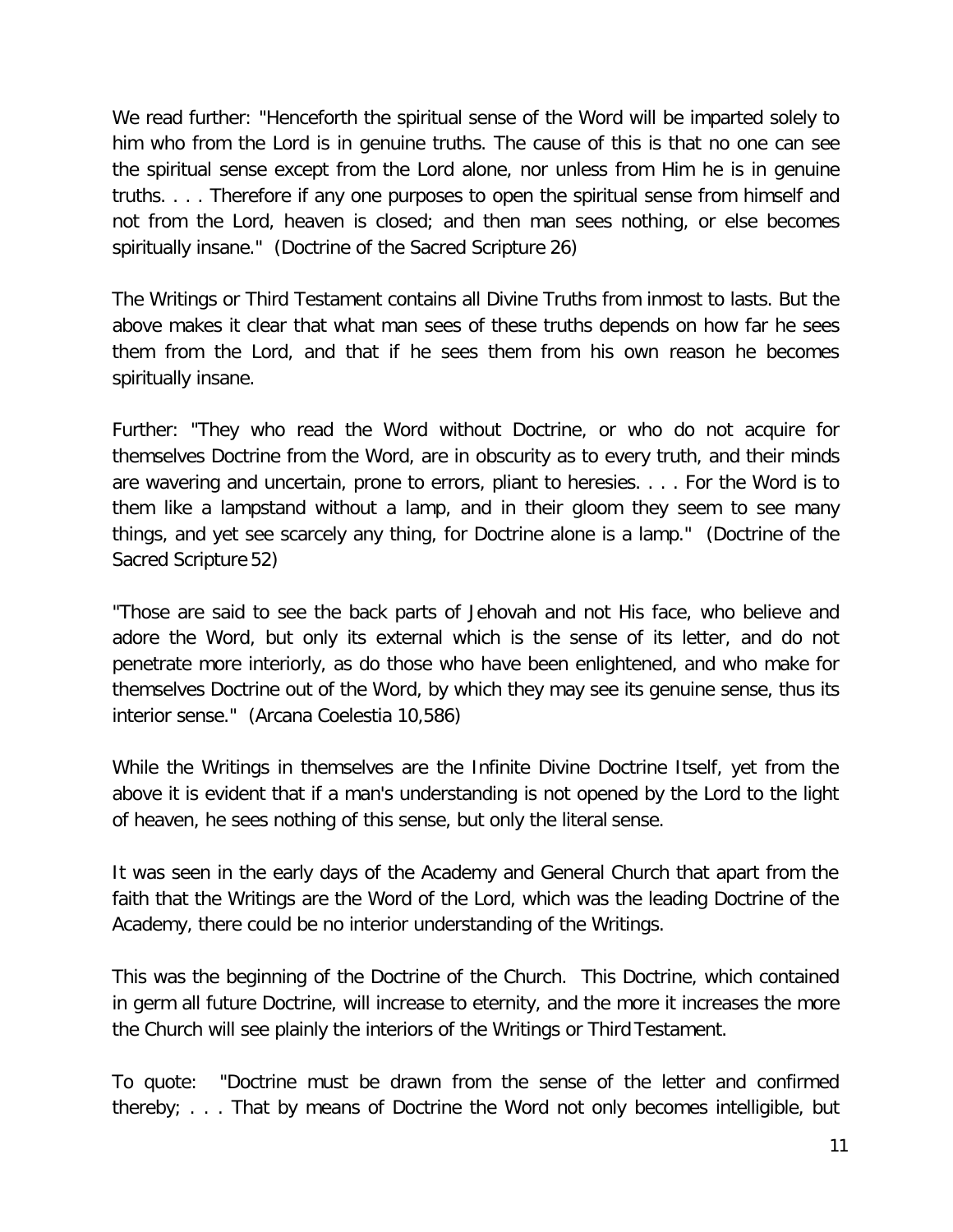We read further: "Henceforth the spiritual sense of the Word will be imparted solely to him who from the Lord is in genuine truths. The cause of this is that no one can see the spiritual sense except from the Lord alone, nor unless from Him he is in genuine truths. . . . Therefore if any one purposes to open the spiritual sense from himself and not from the Lord, heaven is closed; and then man sees nothing, or else becomes spiritually insane." (Doctrine of the Sacred Scripture 26)

The Writings or Third Testament contains all Divine Truths from inmost to lasts. But the above makes it clear that what man sees of these truths depends on how far he sees them from the Lord, and that if he sees them from his own reason he becomes spiritually insane.

Further: "They who read the Word without Doctrine, or who do not acquire for themselves Doctrine from the Word, are in obscurity as to every truth, and their minds are wavering and uncertain, prone to errors, pliant to heresies. . . . For the Word is to them like a lampstand without a lamp, and in their gloom they seem to see many things, and yet see scarcely any thing, for Doctrine alone is a lamp." (Doctrine of the Sacred Scripture 52)

"Those are said to see the back parts of Jehovah and not His face, who believe and adore the Word, but only its external which is the sense of its letter, and do not penetrate more interiorly, as do those who have been enlightened, and who make for themselves Doctrine out of the Word, by which they may see its genuine sense, thus its interior sense." (Arcana Coelestia 10,586)

While the Writings in themselves are the Infinite Divine Doctrine Itself, yet from the above it is evident that if a man's understanding is not opened by the Lord to the light of heaven, he sees nothing of this sense, but only the literal sense.

It was seen in the early days of the Academy and General Church that apart from the faith that the Writings are the Word of the Lord, which was the leading Doctrine of the Academy, there could be no interior understanding of the Writings.

This was the beginning of the Doctrine of the Church. This Doctrine, which contained in germ all future Doctrine, will increase to eternity, and the more it increases the more the Church will see plainly the interiors of the Writings or Third Testament.

To quote: "Doctrine must be drawn from the sense of the letter and confirmed thereby; . . . That by means of Doctrine the Word not only becomes intelligible, but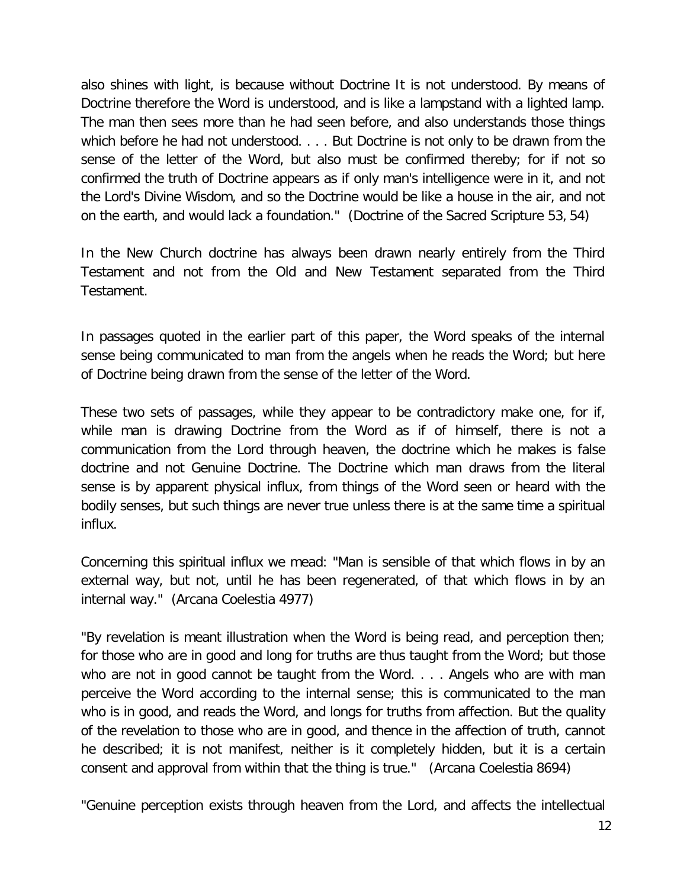also shines with light, is because without Doctrine It is not understood. By means of Doctrine therefore the Word is understood, and is like a lampstand with a lighted lamp. The man then sees more than he had seen before, and also understands those things which before he had not understood. . . . But Doctrine is not only to be drawn from the sense of the letter of the Word, but also must be confirmed thereby; for if not so confirmed the truth of Doctrine appears as if only man's intelligence were in it, and not the Lord's Divine Wisdom, and so the Doctrine would be like a house in the air, and not on the earth, and would lack a foundation." (Doctrine of the Sacred Scripture 53, 54)

In the New Church doctrine has always been drawn nearly entirely from the Third Testament and not from the Old and New Testament separated from the Third Testament.

In passages quoted in the earlier part of this paper, the Word speaks of the internal sense being communicated to man from the angels when he reads the Word; but here of Doctrine being drawn from the sense of the letter of the Word.

These two sets of passages, while they appear to be contradictory make one, for if, while man is drawing Doctrine from the Word as if of himself, there is not a communication from the Lord through heaven, the doctrine which he makes is false doctrine and not Genuine Doctrine. The Doctrine which man draws from the literal sense is by apparent physical influx, from things of the Word seen or heard with the bodily senses, but such things are never true unless there is at the same time a spiritual influx.

Concerning this spiritual influx we mead: "Man is sensible of that which flows in by an external way, but not, until he has been regenerated, of that which flows in by an internal way." (Arcana Coelestia 4977)

"By revelation is meant illustration when the Word is being read, and perception then; for those who are in good and long for truths are thus taught from the Word; but those who are not in good cannot be taught from the Word. . . . Angels who are with man perceive the Word according to the internal sense; this is communicated to the man who is in good, and reads the Word, and longs for truths from affection. But the quality of the revelation to those who are in good, and thence in the affection of truth, cannot he described; it is not manifest, neither is it completely hidden, but it is a certain consent and approval from within that the thing is true." (Arcana Coelestia 8694)

"Genuine perception exists through heaven from the Lord, and affects the intellectual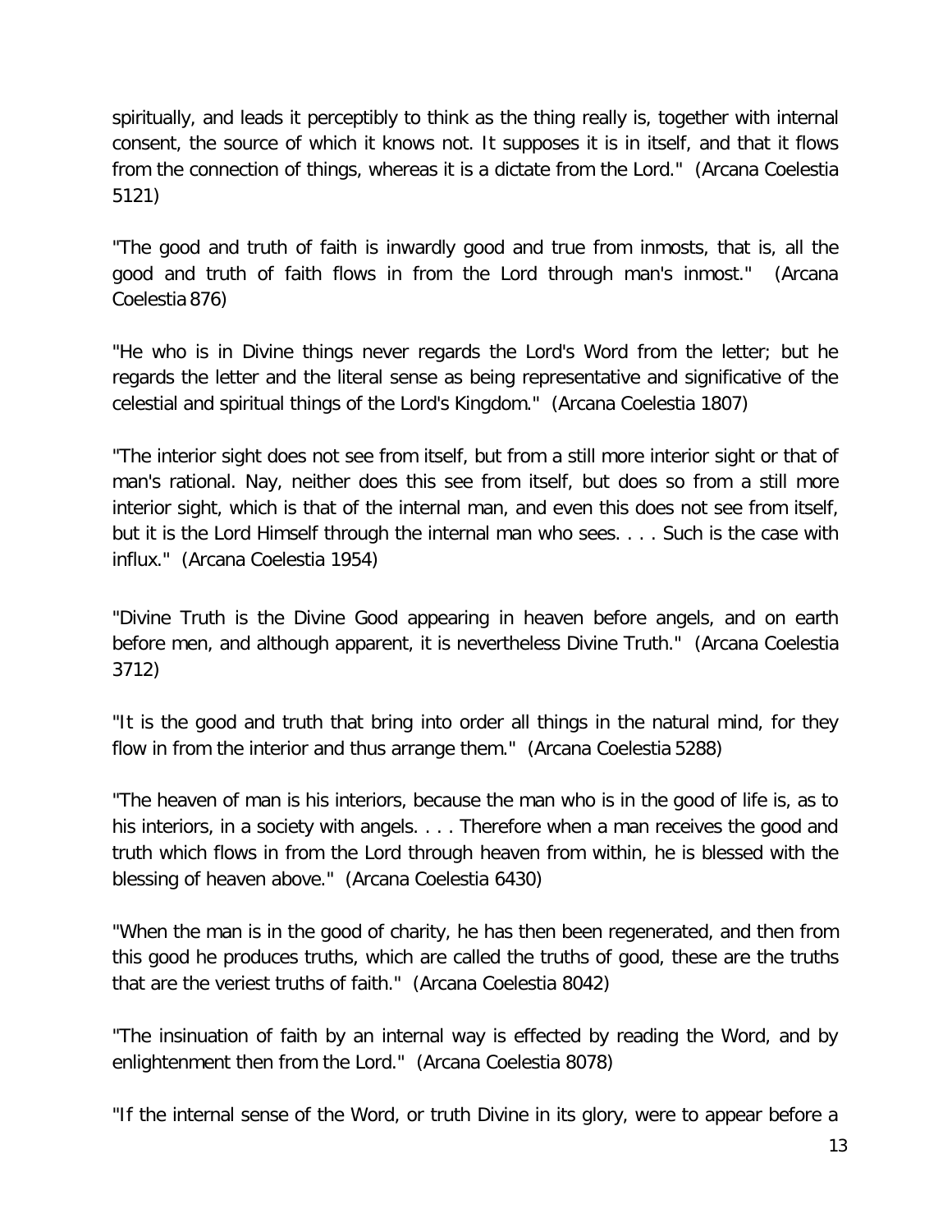spiritually, and leads it perceptibly to think as the thing really is, together with internal consent, the source of which it knows not. It supposes it is in itself, and that it flows from the connection of things, whereas it is a dictate from the Lord." (Arcana Coelestia 5121)

"The good and truth of faith is inwardly good and true from inmosts, that is, all the good and truth of faith flows in from the Lord through man's inmost." (Arcana Coelestia 876)

"He who is in Divine things never regards the Lord's Word from the letter; but he regards the letter and the literal sense as being representative and significative of the celestial and spiritual things of the Lord's Kingdom." (Arcana Coelestia 1807)

"The interior sight does not see from itself, but from a still more interior sight or that of man's rational. Nay, neither does this see from itself, but does so from a still more interior sight, which is that of the internal man, and even this does not see from itself, but it is the Lord Himself through the internal man who sees. . . . Such is the case with influx." (Arcana Coelestia 1954)

"Divine Truth is the Divine Good appearing in heaven before angels, and on earth before men, and although apparent, it is nevertheless Divine Truth." (Arcana Coelestia 3712)

"It is the good and truth that bring into order all things in the natural mind, for they flow in from the interior and thus arrange them." (Arcana Coelestia 5288)

"The heaven of man is his interiors, because the man who is in the good of life is, as to his interiors, in a society with angels. . . . Therefore when a man receives the good and truth which flows in from the Lord through heaven from within, he is blessed with the blessing of heaven above." (Arcana Coelestia 6430)

"When the man is in the good of charity, he has then been regenerated, and then from this good he produces truths, which are called the truths of good, these are the truths that are the veriest truths of faith." (Arcana Coelestia 8042)

"The insinuation of faith by an internal way is effected by reading the Word, and by enlightenment then from the Lord." (Arcana Coelestia 8078)

"If the internal sense of the Word, or truth Divine in its glory, were to appear before a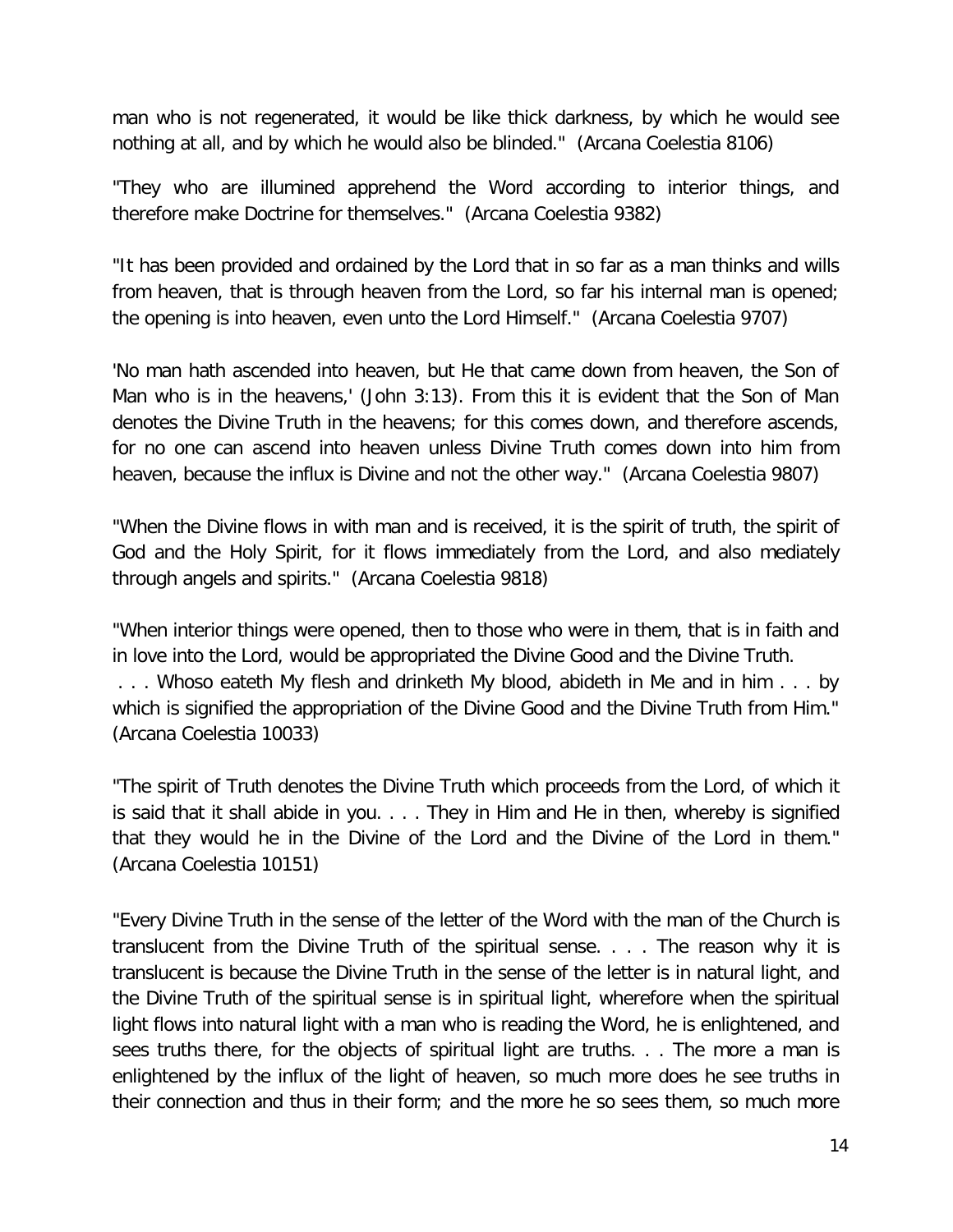man who is not regenerated, it would be like thick darkness, by which he would see nothing at all, and by which he would also be blinded." (Arcana Coelestia 8106)

"They who are illumined apprehend the Word according to interior things, and therefore make Doctrine for themselves." (Arcana Coelestia 9382)

"It has been provided and ordained by the Lord that in so far as a man thinks and wills from heaven, that is through heaven from the Lord, so far his internal man is opened; the opening is into heaven, even unto the Lord Himself." (Arcana Coelestia 9707)

'No man hath ascended into heaven, but He that came down from heaven, the Son of Man who is in the heavens,' (John 3:13). From this it is evident that the Son of Man denotes the Divine Truth in the heavens; for this comes down, and therefore ascends, for no one can ascend into heaven unless Divine Truth comes down into him from heaven, because the influx is Divine and not the other way." (Arcana Coelestia 9807)

"When the Divine flows in with man and is received, it is the spirit of truth, the spirit of God and the Holy Spirit, for it flows immediately from the Lord, and also mediately through angels and spirits." (Arcana Coelestia 9818)

"When interior things were opened, then to those who were in them, that is in faith and in love into the Lord, would be appropriated the Divine Good and the Divine Truth. . . . Whoso eateth My flesh and drinketh My blood, abideth in Me and in him . . . by which is signified the appropriation of the Divine Good and the Divine Truth from Him." (Arcana Coelestia 10033)

"The spirit of Truth denotes the Divine Truth which proceeds from the Lord, of which it is said that it shall abide in you. . . . They in Him and He in then, whereby is signified that they would he in the Divine of the Lord and the Divine of the Lord in them." (Arcana Coelestia 10151)

"Every Divine Truth in the sense of the letter of the Word with the man of the Church is translucent from the Divine Truth of the spiritual sense. . . . The reason why it is translucent is because the Divine Truth in the sense of the letter is in natural light, and the Divine Truth of the spiritual sense is in spiritual light, wherefore when the spiritual light flows into natural light with a man who is reading the Word, he is enlightened, and sees truths there, for the objects of spiritual light are truths. . . The more a man is enlightened by the influx of the light of heaven, so much more does he see truths in their connection and thus in their form; and the more he so sees them, so much more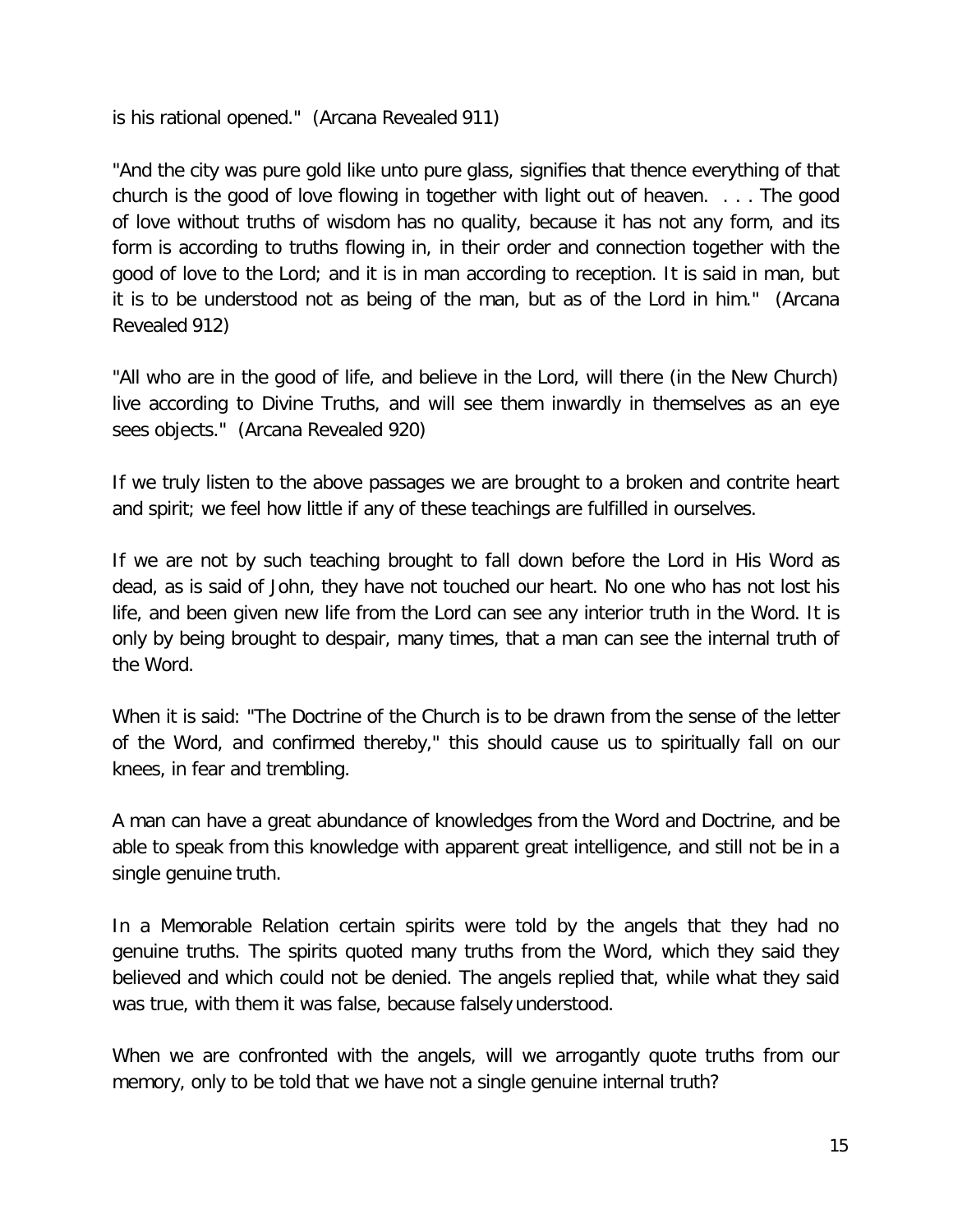is his rational opened." (Arcana Revealed 911)

"And the city was pure gold like unto pure glass, signifies that thence everything of that church is the good of love flowing in together with light out of heaven. . . . The good of love without truths of wisdom has no quality, because it has not any form, and its form is according to truths flowing in, in their order and connection together with the good of love to the Lord; and it is in man according to reception. It is said in man, but it is to be understood not as being of the man, but as of the Lord in him." (Arcana Revealed 912)

"All who are in the good of life, and believe in the Lord, will there (in the New Church) live according to Divine Truths, and will see them inwardly in themselves as an eye sees objects." (Arcana Revealed 920)

If we truly listen to the above passages we are brought to a broken and contrite heart and spirit; we feel how little if any of these teachings are fulfilled in ourselves.

If we are not by such teaching brought to fall down before the Lord in His Word as dead, as is said of John, they have not touched our heart. No one who has not lost his life, and been given new life from the Lord can see any interior truth in the Word. It is only by being brought to despair, many times, that a man can see the internal truth of the Word.

When it is said: "The Doctrine of the Church is to be drawn from the sense of the letter of the Word, and confirmed thereby," this should cause us to spiritually fall on our knees, in fear and trembling.

A man can have a great abundance of knowledges from the Word and Doctrine, and be able to speak from this knowledge with apparent great intelligence, and still not be in a single genuine truth.

In a Memorable Relation certain spirits were told by the angels that they had no genuine truths. The spirits quoted many truths from the Word, which they said they believed and which could not be denied. The angels replied that, while what they said was true, with them it was false, because falsely understood.

When we are confronted with the angels, will we arrogantly quote truths from our memory, only to be told that we have not a single genuine internal truth?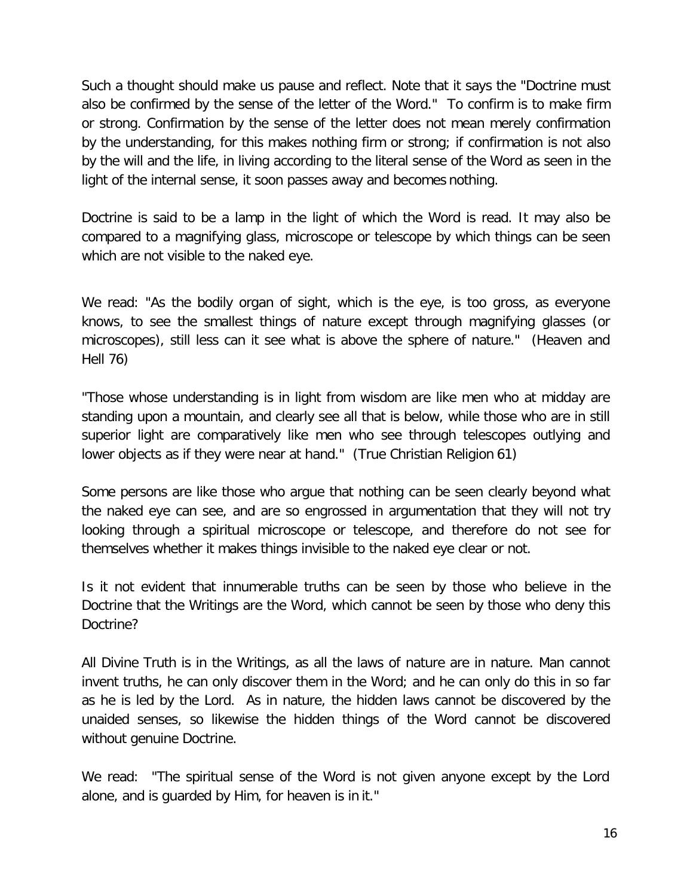Such a thought should make us pause and reflect. Note that it says the "Doctrine must also be confirmed by the sense of the letter of the Word." To confirm is to make firm or strong. Confirmation by the sense of the letter does not mean merely confirmation by the understanding, for this makes nothing firm or strong; if confirmation is not also by the will and the life, in living according to the literal sense of the Word as seen in the light of the internal sense, it soon passes away and becomes nothing.

Doctrine is said to be a lamp in the light of which the Word is read. It may also be compared to a magnifying glass, microscope or telescope by which things can be seen which are not visible to the naked eye.

We read: "As the bodily organ of sight, which is the eye, is too gross, as everyone knows, to see the smallest things of nature except through magnifying glasses (or microscopes), still less can it see what is above the sphere of nature." (Heaven and Hell 76)

"Those whose understanding is in light from wisdom are like men who at midday are standing upon a mountain, and clearly see all that is below, while those who are in still superior light are comparatively like men who see through telescopes outlying and lower objects as if they were near at hand." (True Christian Religion 61)

Some persons are like those who argue that nothing can be seen clearly beyond what the naked eye can see, and are so engrossed in argumentation that they will not try looking through a spiritual microscope or telescope, and therefore do not see for themselves whether it makes things invisible to the naked eye clear or not.

Is it not evident that innumerable truths can be seen by those who believe in the Doctrine that the Writings are the Word, which cannot be seen by those who deny this Doctrine?

All Divine Truth is in the Writings, as all the laws of nature are in nature. Man cannot invent truths, he can only discover them in the Word; and he can only do this in so far as he is led by the Lord. As in nature, the hidden laws cannot be discovered by the unaided senses, so likewise the hidden things of the Word cannot be discovered without genuine Doctrine.

We read: "The spiritual sense of the Word is not given anyone except by the Lord alone, and is guarded by Him, for heaven is in it."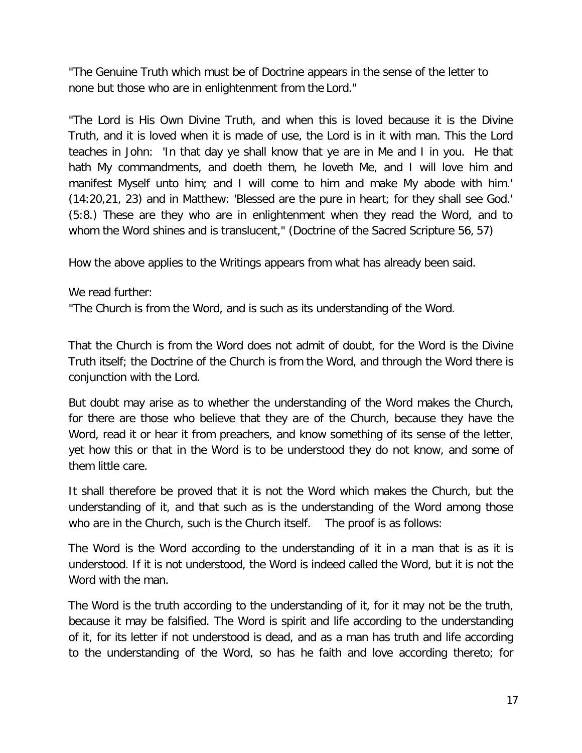"The Genuine Truth which must be of Doctrine appears in the sense of the letter to none but those who are in enlightenment from the Lord."

"The Lord is His Own Divine Truth, and when this is loved because it is the Divine Truth, and it is loved when it is made of use, the Lord is in it with man. This the Lord teaches in John: 'In that day ye shall know that ye are in Me and I in you. He that hath My commandments, and doeth them, he loveth Me, and I will love him and manifest Myself unto him; and I will come to him and make My abode with him.' (14:20,21, 23) and in Matthew: 'Blessed are the pure in heart; for they shall see God.' (5:8.) These are they who are in enlightenment when they read the Word, and to whom the Word shines and is translucent," (Doctrine of the Sacred Scripture 56, 57)

How the above applies to the Writings appears from what has already been said.

We read further:
"The Church is from the Word, and is such as its understanding of the Word.

That the Church is from the Word does not admit of doubt, for the Word is the Divine Truth itself; the Doctrine of the Church is from the Word, and through the Word there is conjunction with the Lord.

But doubt may arise as to whether the understanding of the Word makes the Church, for there are those who believe that they are of the Church, because they have the Word, read it or hear it from preachers, and know something of its sense of the letter, yet how this or that in the Word is to be understood they do not know, and some of them little care.

It shall therefore be proved that it is not the Word which makes the Church, but the understanding of it, and that such as is the understanding of the Word among those who are in the Church, such is the Church itself. The proof is as follows:

The Word is the Word according to the understanding of it in a man that is as it is understood. If it is not understood, the Word is indeed called the Word, but it is not the Word with the man.

The Word is the truth according to the understanding of it, for it may not be the truth, because it may be falsified. The Word is spirit and life according to the understanding of it, for its letter if not understood is dead, and as a man has truth and life according to the understanding of the Word, so has he faith and love according thereto; for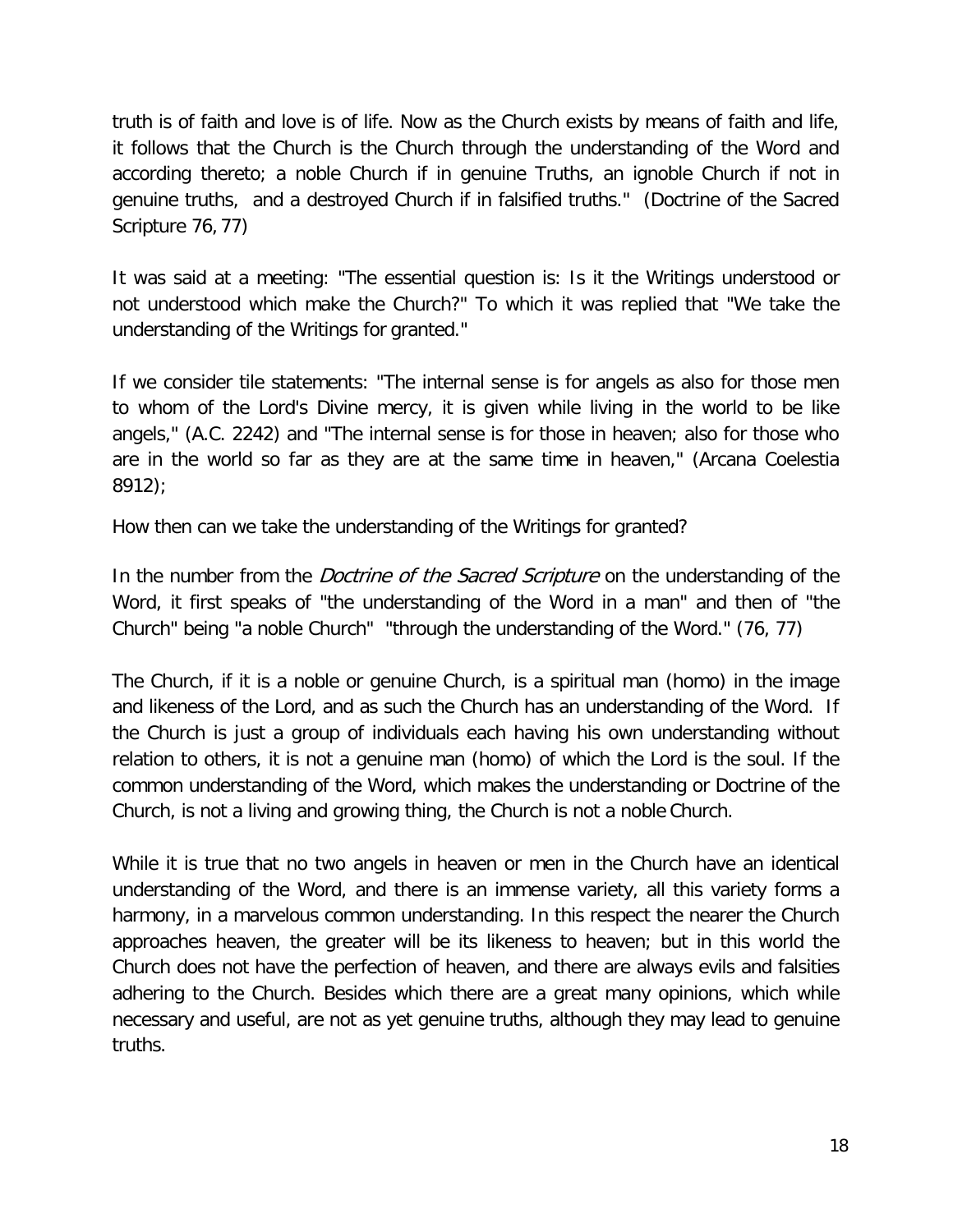truth is of faith and love is of life. Now as the Church exists by means of faith and life, it follows that the Church is the Church through the understanding of the Word and according thereto; a noble Church if in genuine Truths, an ignoble Church if not in genuine truths, and a destroyed Church if in falsified truths." (Doctrine of the Sacred Scripture 76, 77)

It was said at a meeting: "The essential question is: Is it the Writings understood or not understood which make the Church?" To which it was replied that "We take the understanding of the Writings for granted."

If we consider tile statements: "The internal sense is for angels as also for those men to whom of the Lord's Divine mercy, it is given while living in the world to be like angels," (A.C. 2242) and "The internal sense is for those in heaven; also for those who are in the world so far as they are at the same time in heaven," (Arcana Coelestia 8912);

How then can we take the understanding of the Writings for granted?

In the number from the *Doctrine of the Sacred Scripture* on the understanding of the Word, it first speaks of "the understanding of the Word in a man" and then of "the Church" being "a noble Church" "through the understanding of the Word." (76, 77)

The Church, if it is a noble or genuine Church, is a spiritual man (homo) in the image and likeness of the Lord, and as such the Church has an understanding of the Word. If the Church is just a group of individuals each having his own understanding without relation to others, it is not a genuine man (homo) of which the Lord is the soul. If the common understanding of the Word, which makes the understanding or Doctrine of the Church, is not a living and growing thing, the Church is not a noble Church.

While it is true that no two angels in heaven or men in the Church have an identical understanding of the Word, and there is an immense variety, all this variety forms a harmony, in a marvelous common understanding. In this respect the nearer the Church approaches heaven, the greater will be its likeness to heaven; but in this world the Church does not have the perfection of heaven, and there are always evils and falsities adhering to the Church. Besides which there are a great many opinions, which while necessary and useful, are not as yet genuine truths, although they may lead to genuine truths.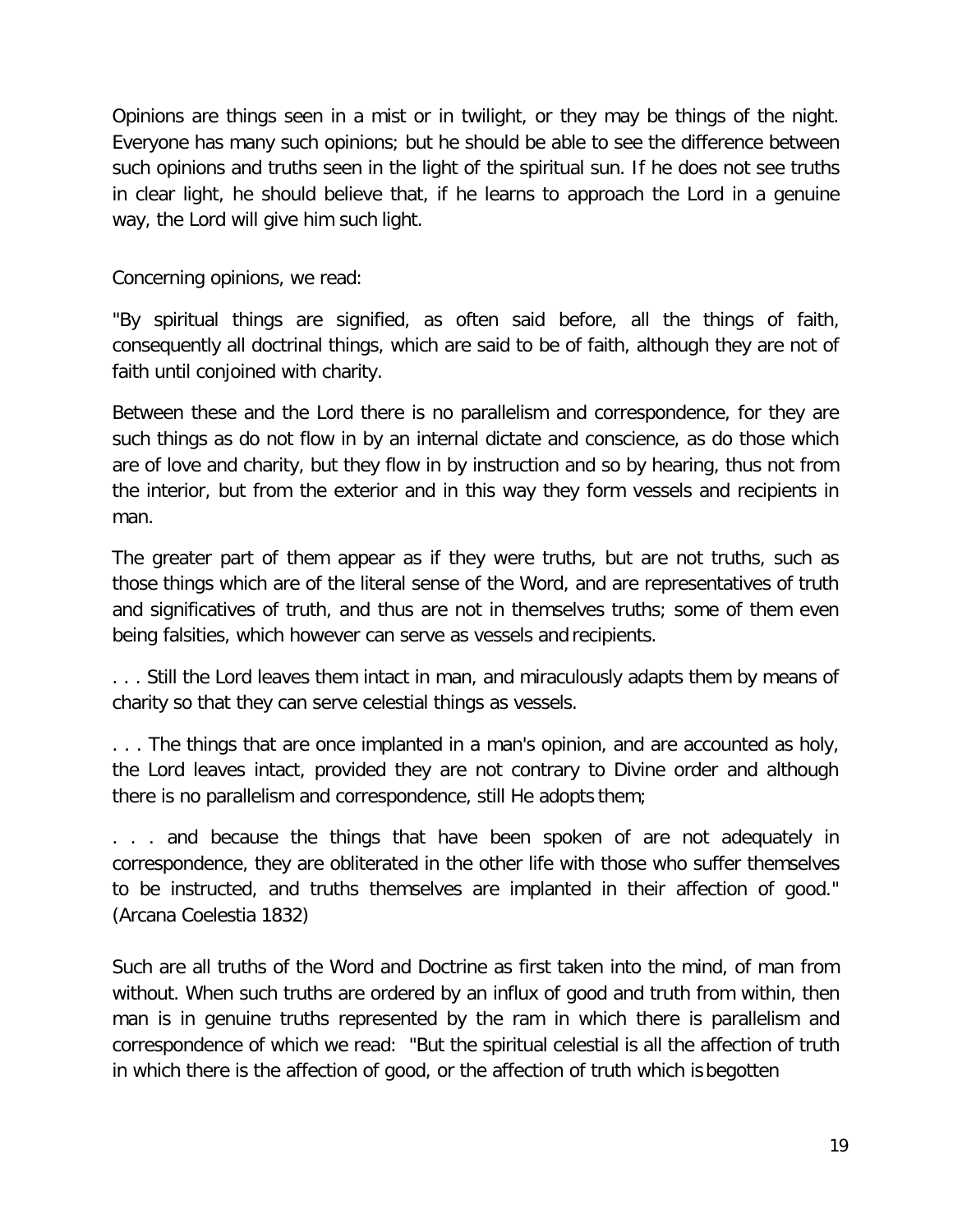Opinions are things seen in a mist or in twilight, or they may be things of the night. Everyone has many such opinions; but he should be able to see the difference between such opinions and truths seen in the light of the spiritual sun. If he does not see truths in clear light, he should believe that, if he learns to approach the Lord in a genuine way, the Lord will give him such light.

Concerning opinions, we read:

"By spiritual things are signified, as often said before, all the things of faith, consequently all doctrinal things, which are said to be of faith, although they are not of faith until conjoined with charity.

Between these and the Lord there is no parallelism and correspondence, for they are such things as do not flow in by an internal dictate and conscience, as do those which are of love and charity, but they flow in by instruction and so by hearing, thus not from the interior, but from the exterior and in this way they form vessels and recipients in man.

The greater part of them appear as if they were truths, but are not truths, such as those things which are of the literal sense of the Word, and are representatives of truth and significatives of truth, and thus are not in themselves truths; some of them even being falsities, which however can serve as vessels and recipients.

. . . Still the Lord leaves them intact in man, and miraculously adapts them by means of charity so that they can serve celestial things as vessels.

. . . The things that are once implanted in a man's opinion, and are accounted as holy, the Lord leaves intact, provided they are not contrary to Divine order and although there is no parallelism and correspondence, still He adopts them;

. . . and because the things that have been spoken of are not adequately in correspondence, they are obliterated in the other life with those who suffer themselves to be instructed, and truths themselves are implanted in their affection of good." (Arcana Coelestia 1832)

Such are all truths of the Word and Doctrine as first taken into the mind, of man from without. When such truths are ordered by an influx of good and truth from within, then man is in genuine truths represented by the ram in which there is parallelism and correspondence of which we read: "But the spiritual celestial is all the affection of truth in which there is the affection of good, or the affection of truth which is begotten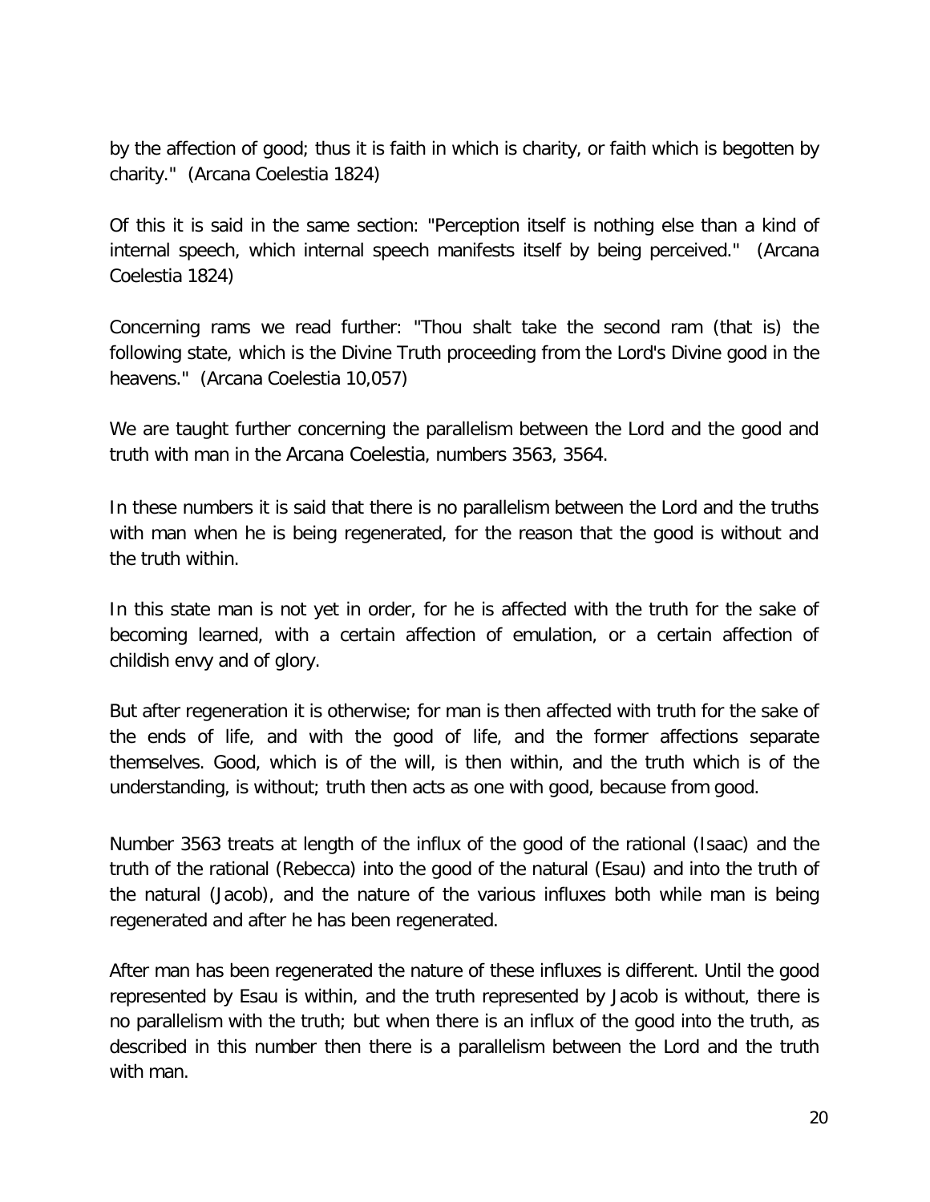by the affection of good; thus it is faith in which is charity, or faith which is begotten by charity." (Arcana Coelestia 1824)

Of this it is said in the same section: "Perception itself is nothing else than a kind of internal speech, which internal speech manifests itself by being perceived." (Arcana Coelestia 1824)

Concerning rams we read further: "Thou shalt take the second ram (that is) the following state, which is the Divine Truth proceeding from the Lord's Divine good in the heavens." (Arcana Coelestia 10,057)

We are taught further concerning the parallelism between the Lord and the good and truth with man in the Arcana Coelestia, numbers 3563, 3564.

In these numbers it is said that there is no parallelism between the Lord and the truths with man when he is being regenerated, for the reason that the good is without and the truth within.

In this state man is not yet in order, for he is affected with the truth for the sake of becoming learned, with a certain affection of emulation, or a certain affection of childish envy and of glory.

But after regeneration it is otherwise; for man is then affected with truth for the sake of the ends of life, and with the good of life, and the former affections separate themselves. Good, which is of the will, is then within, and the truth which is of the understanding, is without; truth then acts as one with good, because from good.

Number 3563 treats at length of the influx of the good of the rational (Isaac) and the truth of the rational (Rebecca) into the good of the natural (Esau) and into the truth of the natural (Jacob), and the nature of the various influxes both while man is being regenerated and after he has been regenerated.

After man has been regenerated the nature of these influxes is different. Until the good represented by Esau is within, and the truth represented by Jacob is without, there is no parallelism with the truth; but when there is an influx of the good into the truth, as described in this number then there is a parallelism between the Lord and the truth with man.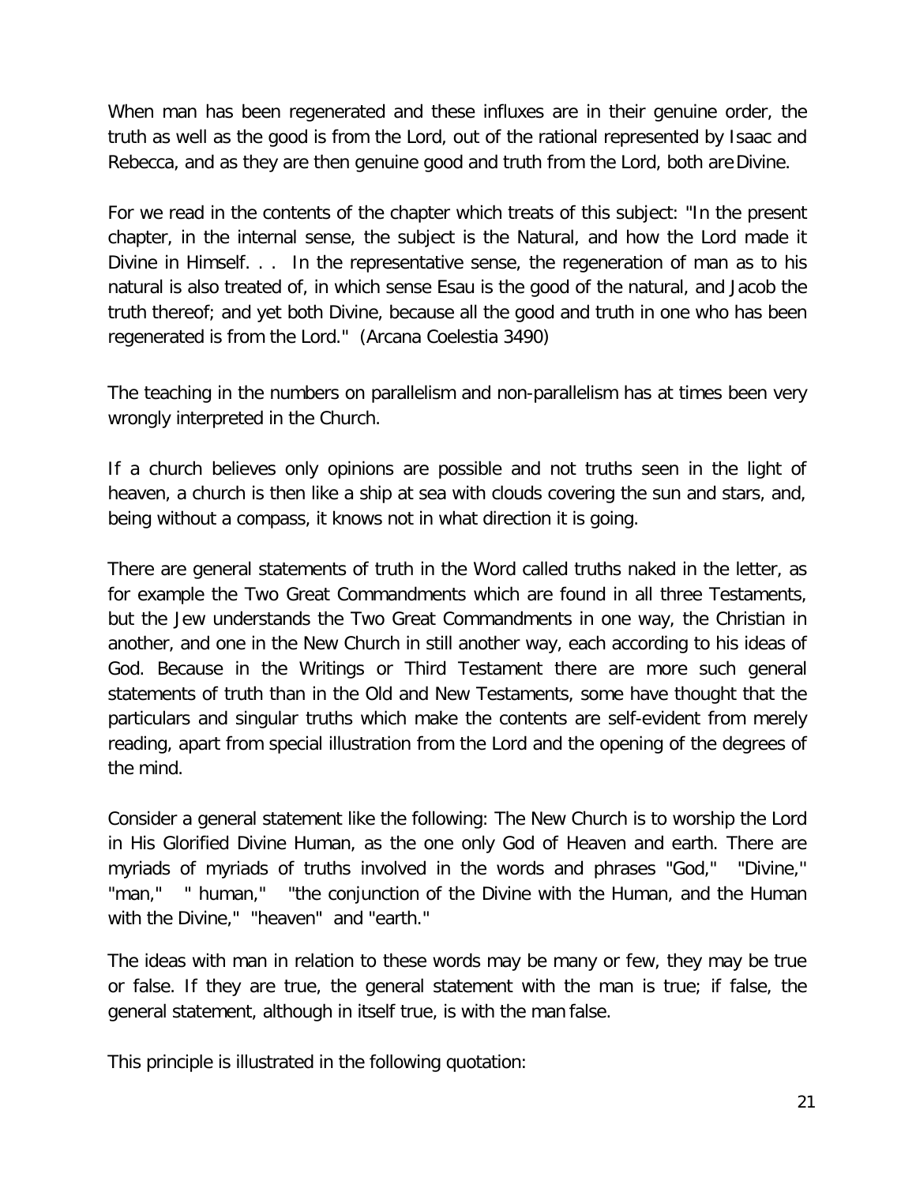When man has been regenerated and these influxes are in their genuine order, the truth as well as the good is from the Lord, out of the rational represented by Isaac and Rebecca, and as they are then genuine good and truth from the Lord, both are Divine.

For we read in the contents of the chapter which treats of this subject: "In the present chapter, in the internal sense, the subject is the Natural, and how the Lord made it Divine in Himself. . . In the representative sense, the regeneration of man as to his natural is also treated of, in which sense Esau is the good of the natural, and Jacob the truth thereof; and yet both Divine, because all the good and truth in one who has been regenerated is from the Lord." (Arcana Coelestia 3490)

The teaching in the numbers on parallelism and non-parallelism has at times been very wrongly interpreted in the Church.

If a church believes only opinions are possible and not truths seen in the light of heaven, a church is then like a ship at sea with clouds covering the sun and stars, and, being without a compass, it knows not in what direction it is going.

There are general statements of truth in the Word called truths naked in the letter, as for example the Two Great Commandments which are found in all three Testaments, but the Jew understands the Two Great Commandments in one way, the Christian in another, and one in the New Church in still another way, each according to his ideas of God. Because in the Writings or Third Testament there are more such general statements of truth than in the Old and New Testaments, some have thought that the particulars and singular truths which make the contents are self-evident from merely reading, apart from special illustration from the Lord and the opening of the degrees of the mind.

Consider a general statement like the following: The New Church is to worship the Lord in His Glorified Divine Human, as the one only God of Heaven and earth. There are myriads of myriads of truths involved in the words and phrases "God," "Divine," "man," " human," "the conjunction of the Divine with the Human, and the Human with the Divine," "heaven" and "earth."

The ideas with man in relation to these words may be many or few, they may be true or false. If they are true, the general statement with the man is true; if false, the general statement, although in itself true, is with the man false.

This principle is illustrated in the following quotation: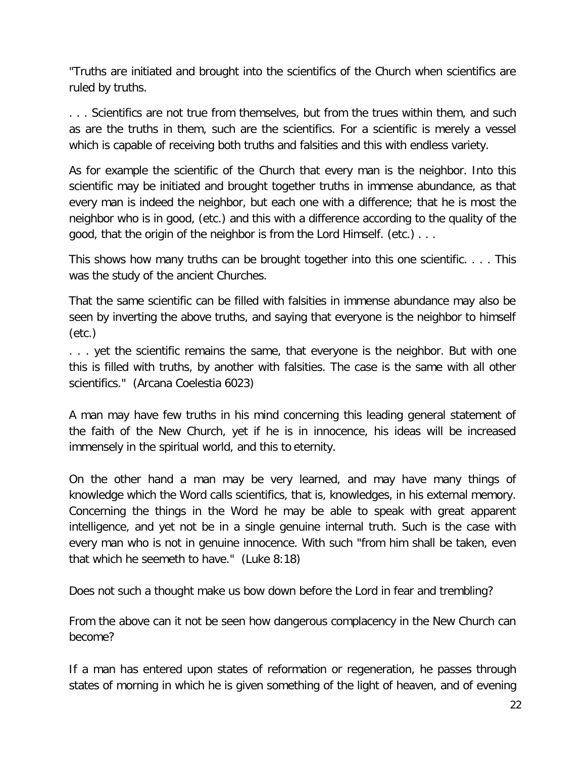"Truths are initiated and brought into the scientifics of the Church when scientifics are ruled by truths.

. . . Scientifics are not true from themselves, but from the trues within them, and such as are the truths in them, such are the scientifics. For a scientific is merely a vessel which is capable of receiving both truths and falsities and this with endless variety.

As for example the scientific of the Church that every man is the neighbor. Into this scientific may be initiated and brought together truths in immense abundance, as that every man is indeed the neighbor, but each one with a difference; that he is most the neighbor who is in good, (etc.) and this with a difference according to the quality of the good, that the origin of the neighbor is from the Lord Himself. (etc.) . . .

This shows how many truths can be brought together into this one scientific. . . . This was the study of the ancient Churches.

That the same scientific can be filled with falsities in immense abundance may also be seen by inverting the above truths, and saying that everyone is the neighbor to himself (etc.)

. . . yet the scientific remains the same, that everyone is the neighbor. But with one this is filled with truths, by another with falsities. The case is the same with all other scientifics." (Arcana Coelestia 6023)

A man may have few truths in his mind concerning this leading general statement of the faith of the New Church, yet if he is in innocence, his ideas will be increased immensely in the spiritual world, and this to eternity.

On the other hand a man may be very learned, and may have many things of knowledge which the Word calls scientifics, that is, knowledges, in his external memory. Concerning the things in the Word he may be able to speak with great apparent intelligence, and yet not be in a single genuine internal truth. Such is the case with every man who is not in genuine innocence. With such "from him shall be taken, even that which he seemeth to have." (Luke 8:18)

Does not such a thought make us bow down before the Lord in fear and trembling?

From the above can it not be seen how dangerous complacency in the New Church can become?

If a man has entered upon states of reformation or regeneration, he passes through states of morning in which he is given something of the light of heaven, and of evening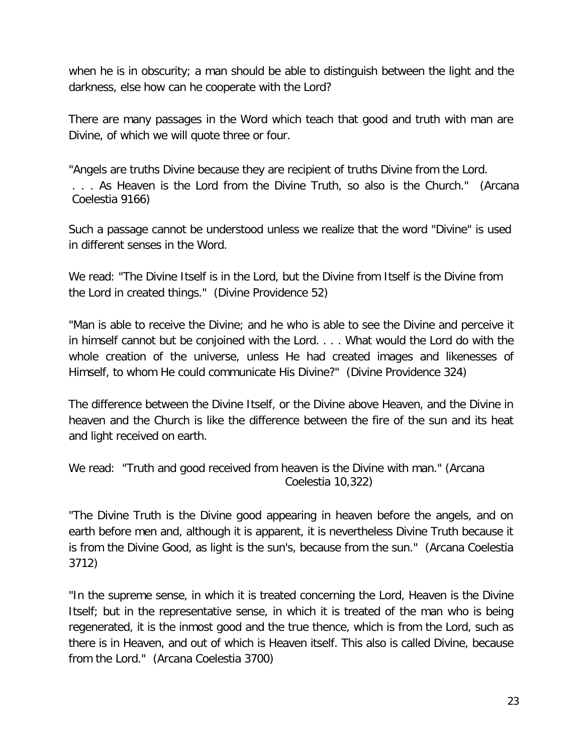when he is in obscurity; a man should be able to distinguish between the light and the darkness, else how can he cooperate with the Lord?

There are many passages in the Word which teach that good and truth with man are Divine, of which we will quote three or four.

"Angels are truths Divine because they are recipient of truths Divine from the Lord. . . . As Heaven is the Lord from the Divine Truth, so also is the Church." (Arcana Coelestia 9166)

Such a passage cannot be understood unless we realize that the word "Divine" is used in different senses in the Word.

We read: "The Divine Itself is in the Lord, but the Divine from Itself is the Divine from the Lord in created things." (Divine Providence 52)

"Man is able to receive the Divine; and he who is able to see the Divine and perceive it in himself cannot but be conjoined with the Lord. . . . What would the Lord do with the whole creation of the universe, unless He had created images and likenesses of Himself, to whom He could communicate His Divine?" (Divine Providence 324)

The difference between the Divine Itself, or the Divine above Heaven, and the Divine in heaven and the Church is like the difference between the fire of the sun and its heat and light received on earth.

We read: "Truth and good received from heaven is the Divine with man." (Arcana Coelestia 10,322)

"The Divine Truth is the Divine good appearing in heaven before the angels, and on earth before men and, although it is apparent, it is nevertheless Divine Truth because it is from the Divine Good, as light is the sun's, because from the sun." (Arcana Coelestia 3712)

"In the supreme sense, in which it is treated concerning the Lord, Heaven is the Divine Itself; but in the representative sense, in which it is treated of the man who is being regenerated, it is the inmost good and the true thence, which is from the Lord, such as there is in Heaven, and out of which is Heaven itself. This also is called Divine, because from the Lord." (Arcana Coelestia 3700)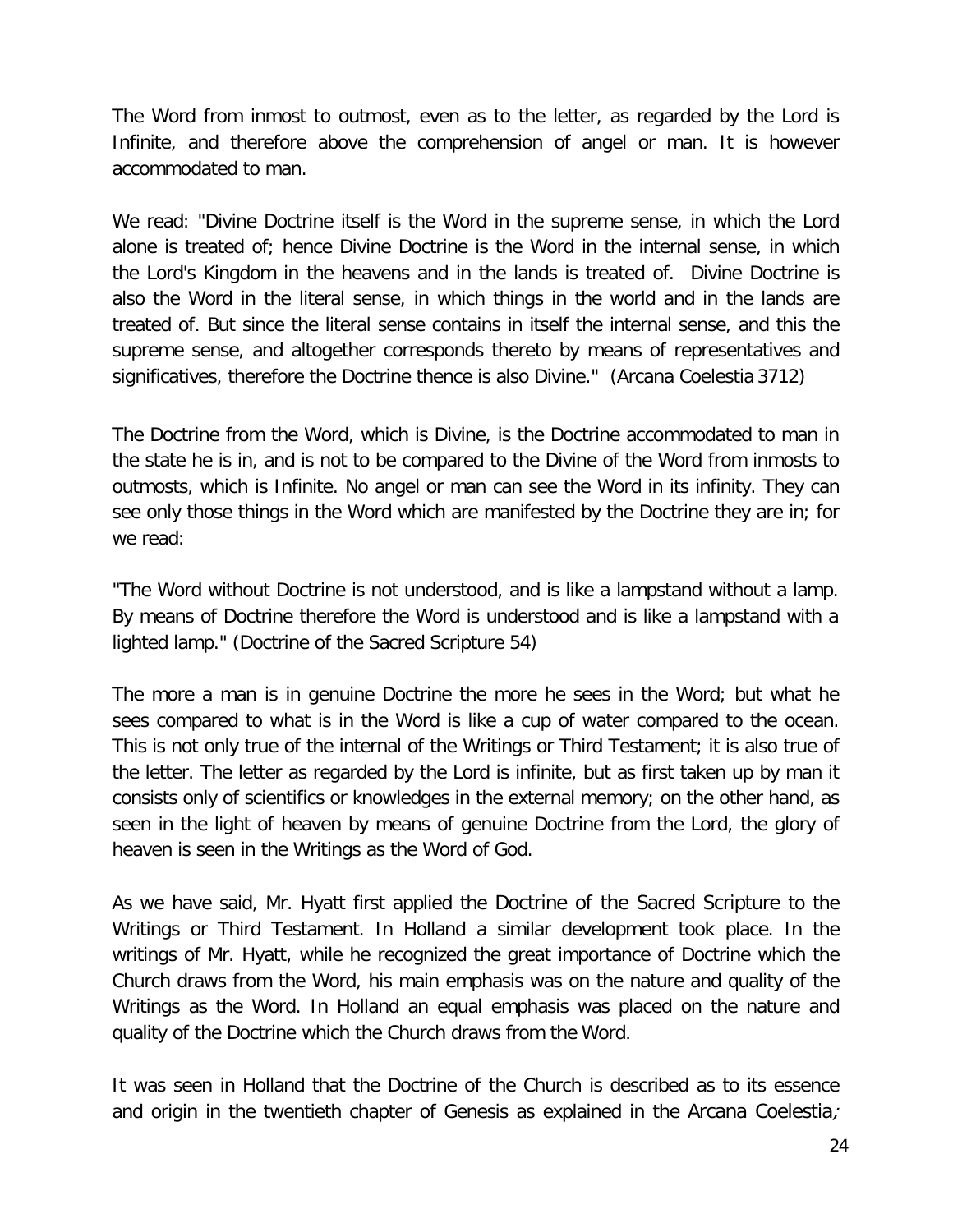The Word from inmost to outmost, even as to the letter, as regarded by the Lord is Infinite, and therefore above the comprehension of angel or man. It is however accommodated to man.

We read: "Divine Doctrine itself is the Word in the supreme sense, in which the Lord alone is treated of; hence Divine Doctrine is the Word in the internal sense, in which the Lord's Kingdom in the heavens and in the lands is treated of. Divine Doctrine is also the Word in the literal sense, in which things in the world and in the lands are treated of. But since the literal sense contains in itself the internal sense, and this the supreme sense, and altogether corresponds thereto by means of representatives and significatives, therefore the Doctrine thence is also Divine." (Arcana Coelestia 3712)

The Doctrine from the Word, which is Divine, is the Doctrine accommodated to man in the state he is in, and is not to be compared to the Divine of the Word from inmosts to outmosts, which is Infinite. No angel or man can see the Word in its infinity. They can see only those things in the Word which are manifested by the Doctrine they are in; for we read:

"The Word without Doctrine is not understood, and is like a lampstand without a lamp. By means of Doctrine therefore the Word is understood and is like a lampstand with a lighted lamp." (Doctrine of the Sacred Scripture 54)

The more a man is in genuine Doctrine the more he sees in the Word; but what he sees compared to what is in the Word is like a cup of water compared to the ocean. This is not only true of the internal of the Writings or Third Testament; it is also true of the letter. The letter as regarded by the Lord is infinite, but as first taken up by man it consists only of scientifics or knowledges in the external memory; on the other hand, as seen in the light of heaven by means of genuine Doctrine from the Lord, the glory of heaven is seen in the Writings as the Word of God.

As we have said, Mr. Hyatt first applied the Doctrine of the Sacred Scripture to the Writings or Third Testament. In Holland a similar development took place. In the writings of Mr. Hyatt, while he recognized the great importance of Doctrine which the Church draws from the Word, his main emphasis was on the nature and quality of the Writings as the Word. In Holland an equal emphasis was placed on the nature and quality of the Doctrine which the Church draws from the Word.

It was seen in Holland that the Doctrine of the Church is described as to its essence and origin in the twentieth chapter of Genesis as explained in the Arcana Coelestia;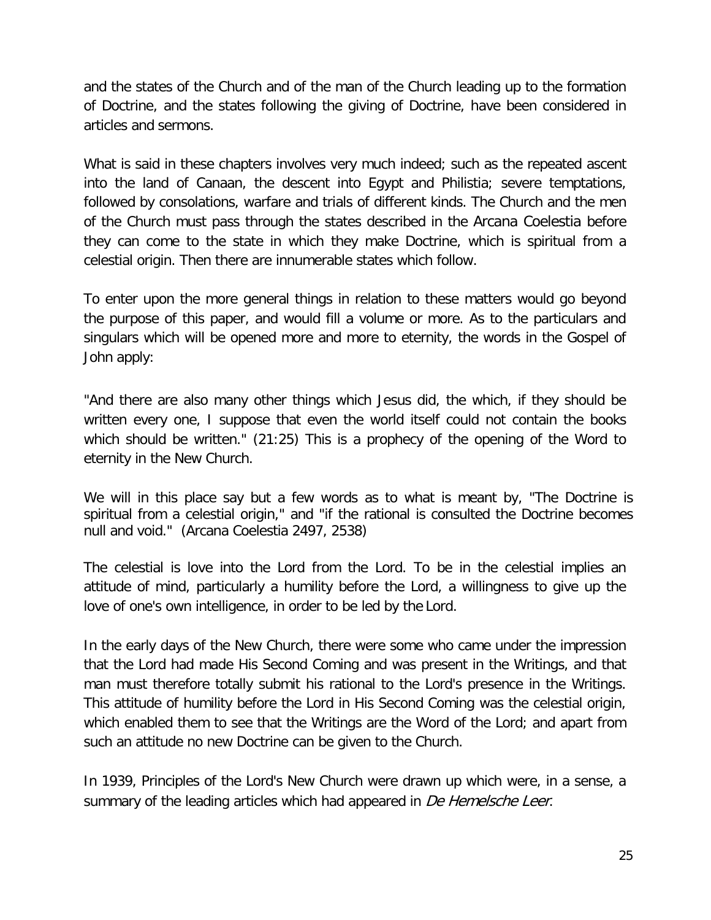and the states of the Church and of the man of the Church leading up to the formation of Doctrine, and the states following the giving of Doctrine, have been considered in articles and sermons.

What is said in these chapters involves very much indeed; such as the repeated ascent into the land of Canaan, the descent into Egypt and Philistia; severe temptations, followed by consolations, warfare and trials of different kinds. The Church and the men of the Church must pass through the states described in the Arcana Coelestia before they can come to the state in which they make Doctrine, which is spiritual from a celestial origin. Then there are innumerable states which follow.

To enter upon the more general things in relation to these matters would go beyond the purpose of this paper, and would fill a volume or more. As to the particulars and singulars which will be opened more and more to eternity, the words in the Gospel of John apply:

"And there are also many other things which Jesus did, the which, if they should be written every one, I suppose that even the world itself could not contain the books which should be written." (21:25) This is a prophecy of the opening of the Word to eternity in the New Church.

We will in this place say but a few words as to what is meant by, "The Doctrine is spiritual from a celestial origin," and "if the rational is consulted the Doctrine becomes null and void." (Arcana Coelestia 2497, 2538)

The celestial is love into the Lord from the Lord. To be in the celestial implies an attitude of mind, particularly a humility before the Lord, a willingness to give up the love of one's own intelligence, in order to be led by the Lord.

In the early days of the New Church, there were some who came under the impression that the Lord had made His Second Coming and was present in the Writings, and that man must therefore totally submit his rational to the Lord's presence in the Writings. This attitude of humility before the Lord in His Second Coming was the celestial origin, which enabled them to see that the Writings are the Word of the Lord; and apart from such an attitude no new Doctrine can be given to the Church.

In 1939, Principles of the Lord's New Church were drawn up which were, in a sense, a summary of the leading articles which had appeared in *De Hemelsche Leer*.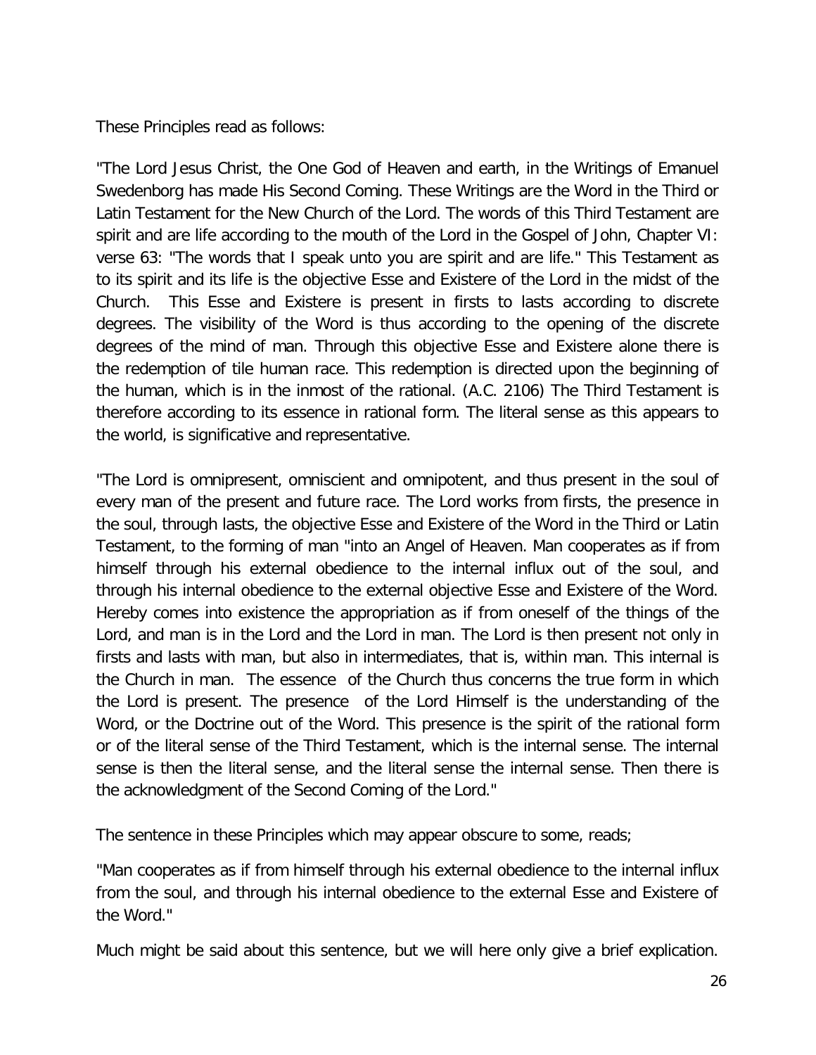These Principles read as follows:

"The Lord Jesus Christ, the One God of Heaven and earth, in the Writings of Emanuel Swedenborg has made His Second Coming. These Writings are the Word in the Third or Latin Testament for the New Church of the Lord. The words of this Third Testament are spirit and are life according to the mouth of the Lord in the Gospel of John, Chapter VI: verse 63: "The words that I speak unto you are spirit and are life." This Testament as to its spirit and its life is the objective Esse and Existere of the Lord in the midst of the Church. This Esse and Existere is present in firsts to lasts according to discrete degrees. The visibility of the Word is thus according to the opening of the discrete degrees of the mind of man. Through this objective Esse and Existere alone there is the redemption of tile human race. This redemption is directed upon the beginning of the human, which is in the inmost of the rational. (A.C. 2106) The Third Testament is therefore according to its essence in rational form. The literal sense as this appears to the world, is significative and representative.

"The Lord is omnipresent, omniscient and omnipotent, and thus present in the soul of every man of the present and future race. The Lord works from firsts, the presence in the soul, through lasts, the objective Esse and Existere of the Word in the Third or Latin Testament, to the forming of man "into an Angel of Heaven. Man cooperates as if from himself through his external obedience to the internal influx out of the soul, and through his internal obedience to the external objective Esse and Existere of the Word. Hereby comes into existence the appropriation as if from oneself of the things of the Lord, and man is in the Lord and the Lord in man. The Lord is then present not only in firsts and lasts with man, but also in intermediates, that is, within man. This internal is the Church in man. The essence of the Church thus concerns the true form in which the Lord is present. The presence of the Lord Himself is the understanding of the Word, or the Doctrine out of the Word. This presence is the spirit of the rational form or of the literal sense of the Third Testament, which is the internal sense. The internal sense is then the literal sense, and the literal sense the internal sense. Then there is the acknowledgment of the Second Coming of the Lord."

The sentence in these Principles which may appear obscure to some, reads;

"Man cooperates as if from himself through his external obedience to the internal influx from the soul, and through his internal obedience to the external Esse and Existere of the Word."

Much might be said about this sentence, but we will here only give a brief explication.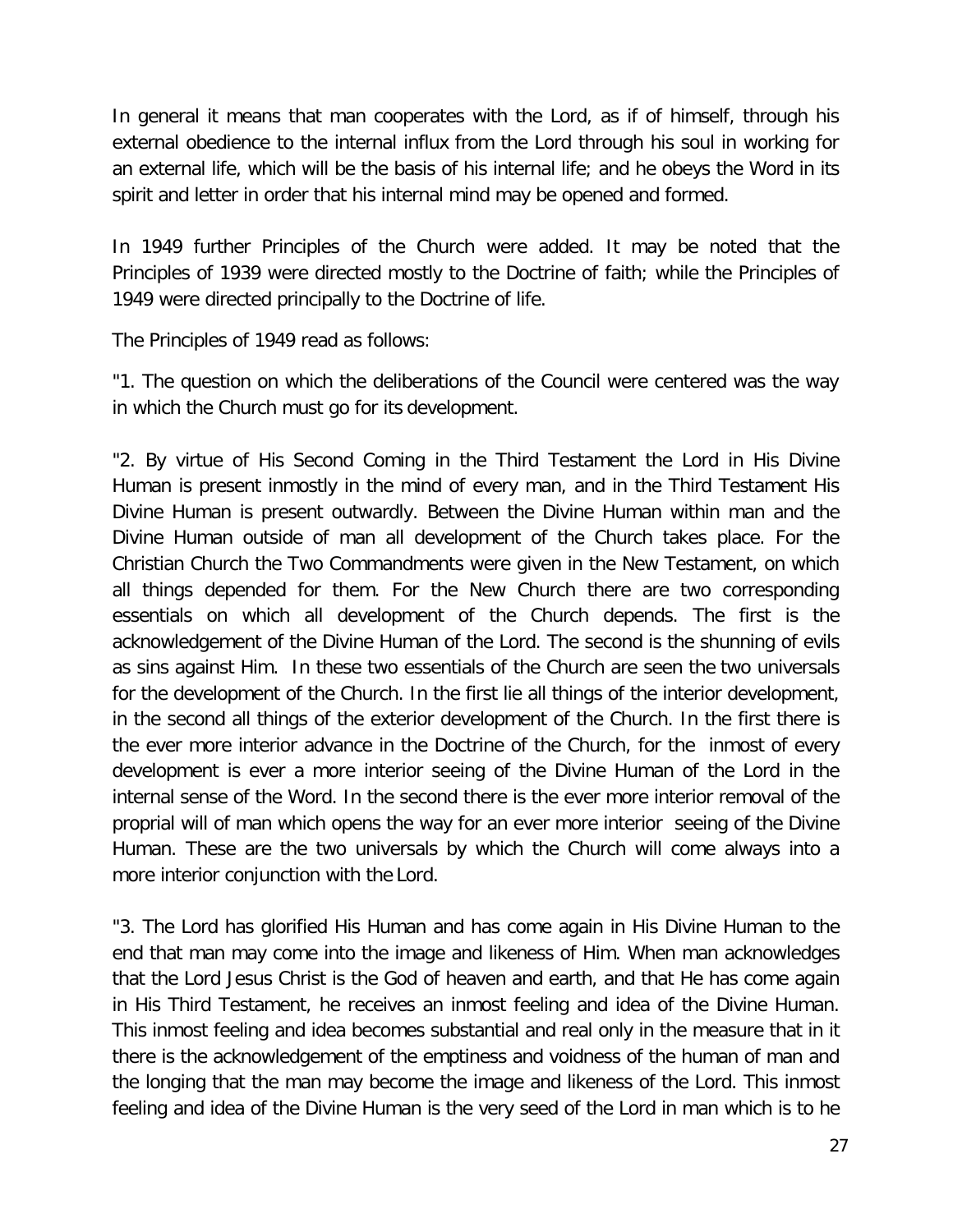In general it means that man cooperates with the Lord, as if of himself, through his external obedience to the internal influx from the Lord through his soul in working for an external life, which will be the basis of his internal life; and he obeys the Word in its spirit and letter in order that his internal mind may be opened and formed.

In 1949 further Principles of the Church were added. It may be noted that the Principles of 1939 were directed mostly to the Doctrine of faith; while the Principles of 1949 were directed principally to the Doctrine of life.

The Principles of 1949 read as follows:

"1. The question on which the deliberations of the Council were centered was the way in which the Church must go for its development.

"2. By virtue of His Second Coming in the Third Testament the Lord in His Divine Human is present inmostly in the mind of every man, and in the Third Testament His Divine Human is present outwardly. Between the Divine Human within man and the Divine Human outside of man all development of the Church takes place. For the Christian Church the Two Commandments were given in the New Testament, on which all things depended for them. For the New Church there are two corresponding essentials on which all development of the Church depends. The first is the acknowledgement of the Divine Human of the Lord. The second is the shunning of evils as sins against Him. In these two essentials of the Church are seen the two universals for the development of the Church. In the first lie all things of the interior development, in the second all things of the exterior development of the Church. In the first there is the ever more interior advance in the Doctrine of the Church, for the inmost of every development is ever a more interior seeing of the Divine Human of the Lord in the internal sense of the Word. In the second there is the ever more interior removal of the proprial will of man which opens the way for an ever more interior seeing of the Divine Human. These are the two universals by which the Church will come always into a more interior conjunction with the Lord.

"3. The Lord has glorified His Human and has come again in His Divine Human to the end that man may come into the image and likeness of Him. When man acknowledges that the Lord Jesus Christ is the God of heaven and earth, and that He has come again in His Third Testament, he receives an inmost feeling and idea of the Divine Human. This inmost feeling and idea becomes substantial and real only in the measure that in it there is the acknowledgement of the emptiness and voidness of the human of man and the longing that the man may become the image and likeness of the Lord. This inmost feeling and idea of the Divine Human is the very seed of the Lord in man which is to he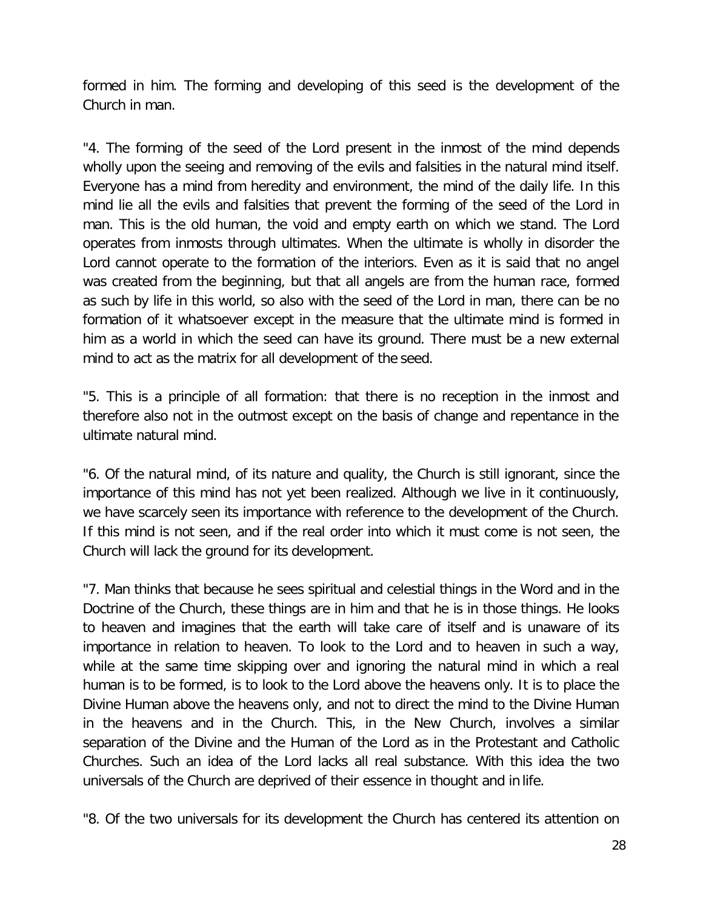formed in him. The forming and developing of this seed is the development of the Church in man.

"4. The forming of the seed of the Lord present in the inmost of the mind depends wholly upon the seeing and removing of the evils and falsities in the natural mind itself. Everyone has a mind from heredity and environment, the mind of the daily life. In this mind lie all the evils and falsities that prevent the forming of the seed of the Lord in man. This is the old human, the void and empty earth on which we stand. The Lord operates from inmosts through ultimates. When the ultimate is wholly in disorder the Lord cannot operate to the formation of the interiors. Even as it is said that no angel was created from the beginning, but that all angels are from the human race, formed as such by life in this world, so also with the seed of the Lord in man, there can be no formation of it whatsoever except in the measure that the ultimate mind is formed in him as a world in which the seed can have its ground. There must be a new external mind to act as the matrix for all development of the seed.

"5. This is a principle of all formation: that there is no reception in the inmost and therefore also not in the outmost except on the basis of change and repentance in the ultimate natural mind.

"6. Of the natural mind, of its nature and quality, the Church is still ignorant, since the importance of this mind has not yet been realized. Although we live in it continuously, we have scarcely seen its importance with reference to the development of the Church. If this mind is not seen, and if the real order into which it must come is not seen, the Church will lack the ground for its development.

"7. Man thinks that because he sees spiritual and celestial things in the Word and in the Doctrine of the Church, these things are in him and that he is in those things. He looks to heaven and imagines that the earth will take care of itself and is unaware of its importance in relation to heaven. To look to the Lord and to heaven in such a way, while at the same time skipping over and ignoring the natural mind in which a real human is to be formed, is to look to the Lord above the heavens only. It is to place the Divine Human above the heavens only, and not to direct the mind to the Divine Human in the heavens and in the Church. This, in the New Church, involves a similar separation of the Divine and the Human of the Lord as in the Protestant and Catholic Churches. Such an idea of the Lord lacks all real substance. With this idea the two universals of the Church are deprived of their essence in thought and in life.

"8. Of the two universals for its development the Church has centered its attention on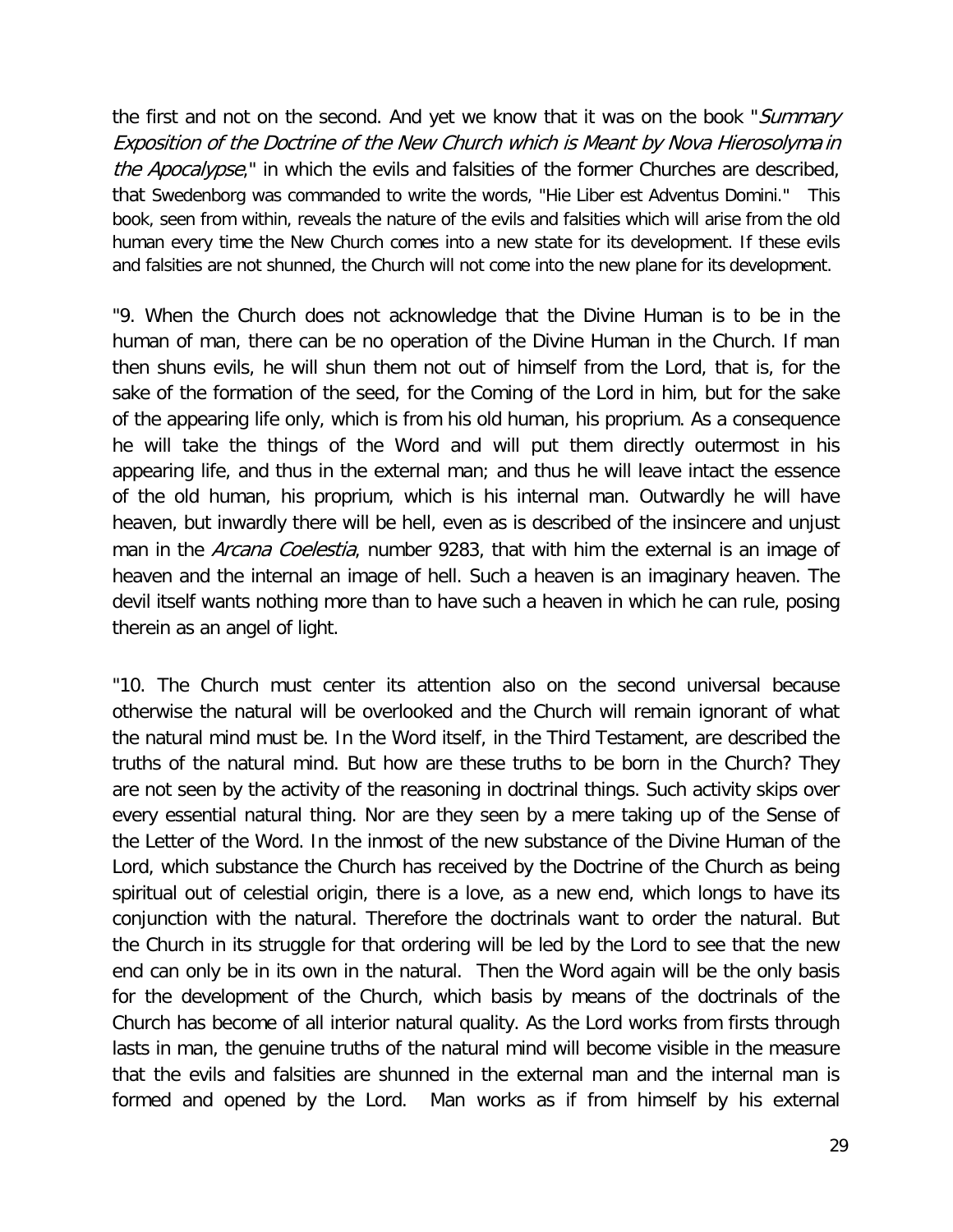the first and not on the second. And yet we know that it was on the book "*Summary Exposition of the Doctrine of the New Church which is Meant by Nova Hierosolyma in the Apocalypse*," in which the evils and falsities of the former Churches are described, that Swedenborg was commanded to write the words, "Hie Liber est Adventus Domini." This book, seen from within, reveals the nature of the evils and falsities which will arise from the old human every time the New Church comes into a new state for its development. If these evils and falsities are not shunned, the Church will not come into the new plane for its development.

"9. When the Church does not acknowledge that the Divine Human is to be in the human of man, there can be no operation of the Divine Human in the Church. If man then shuns evils, he will shun them not out of himself from the Lord, that is, for the sake of the formation of the seed, for the Coming of the Lord in him, but for the sake of the appearing life only, which is from his old human, his proprium. As a consequence he will take the things of the Word and will put them directly outermost in his appearing life, and thus in the external man; and thus he will leave intact the essence of the old human, his proprium, which is his internal man. Outwardly he will have heaven, but inwardly there will be hell, even as is described of the insincere and unjust man in the *Arcana Coelestia*, number 9283, that with him the external is an image of heaven and the internal an image of hell. Such a heaven is an imaginary heaven. The devil itself wants nothing more than to have such a heaven in which he can rule, posing therein as an angel of light.

"10. The Church must center its attention also on the second universal because otherwise the natural will be overlooked and the Church will remain ignorant of what the natural mind must be. In the Word itself, in the Third Testament, are described the truths of the natural mind. But how are these truths to be born in the Church? They are not seen by the activity of the reasoning in doctrinal things. Such activity skips over every essential natural thing. Nor are they seen by a mere taking up of the Sense of the Letter of the Word. In the inmost of the new substance of the Divine Human of the Lord, which substance the Church has received by the Doctrine of the Church as being spiritual out of celestial origin, there is a love, as a new end, which longs to have its conjunction with the natural. Therefore the doctrinals want to order the natural. But the Church in its struggle for that ordering will be led by the Lord to see that the new end can only be in its own in the natural. Then the Word again will be the only basis for the development of the Church, which basis by means of the doctrinals of the Church has become of all interior natural quality. As the Lord works from firsts through lasts in man, the genuine truths of the natural mind will become visible in the measure that the evils and falsities are shunned in the external man and the internal man is formed and opened by the Lord. Man works as if from himself by his external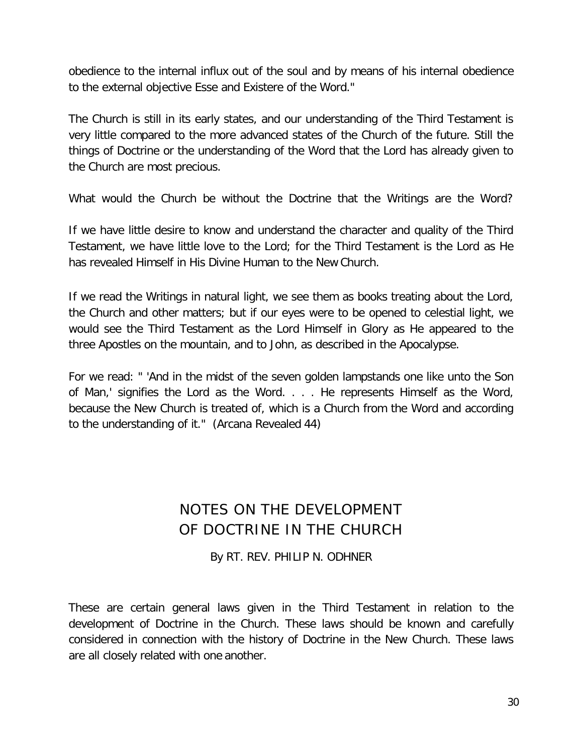obedience to the internal influx out of the soul and by means of his internal obedience to the external objective Esse and Existere of the Word."

The Church is still in its early states, and our understanding of the Third Testament is very little compared to the more advanced states of the Church of the future. Still the things of Doctrine or the understanding of the Word that the Lord has already given to the Church are most precious.

What would the Church be without the Doctrine that the Writings are the Word?

If we have little desire to know and understand the character and quality of the Third Testament, we have little love to the Lord; for the Third Testament is the Lord as He has revealed Himself in His Divine Human to the New Church.

If we read the Writings in natural light, we see them as books treating about the Lord, the Church and other matters; but if our eyes were to be opened to celestial light, we would see the Third Testament as the Lord Himself in Glory as He appeared to the three Apostles on the mountain, and to John, as described in the Apocalypse.

For we read: " 'And in the midst of the seven golden lampstands one like unto the Son of Man,' signifies the Lord as the Word. . . . He represents Himself as the Word, because the New Church is treated of, which is a Church from the Word and according to the understanding of it." (Arcana Revealed 44)

## NOTES ON THE DEVELOPMENT OF DOCTRINE IN THE CHURCH

By RT. REV. PHILIP N. ODHNER

These are certain general laws given in the Third Testament in relation to the development of Doctrine in the Church. These laws should be known and carefully considered in connection with the history of Doctrine in the New Church. These laws are all closely related with one another.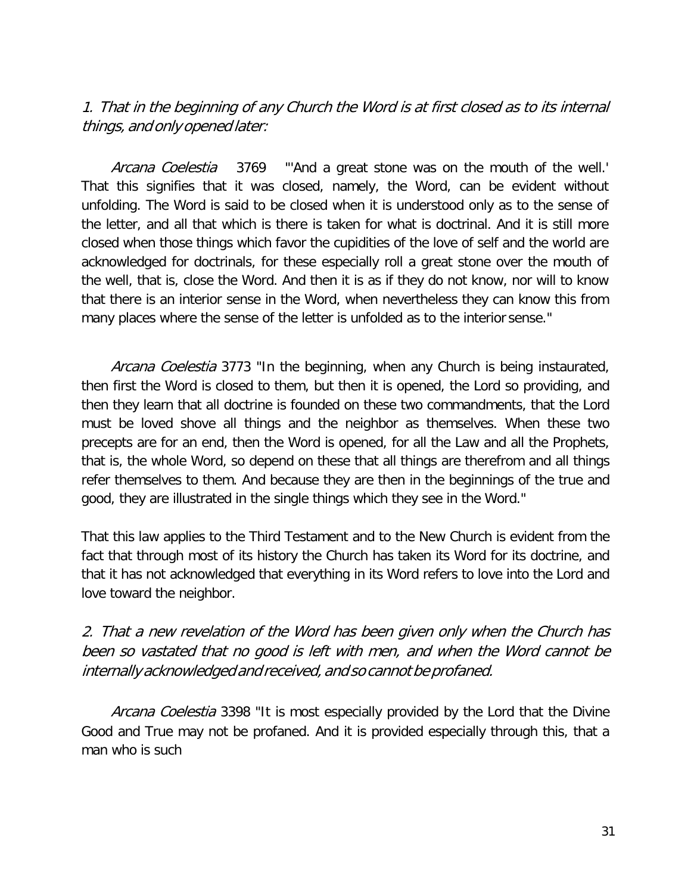*1. That in the beginning of any Church the Word is at first closed as to its internal things, and only opened later:*

*Arcana Coelestia* 3769 "'And a great stone was on the mouth of the well.' That this signifies that it was closed, namely, the Word, can be evident without unfolding. The Word is said to be closed when it is understood only as to the sense of the letter, and all that which is there is taken for what is doctrinal. And it is still more closed when those things which favor the cupidities of the love of self and the world are acknowledged for doctrinals, for these especially roll a great stone over the mouth of the well, that is, close the Word. And then it is as if they do not know, nor will to know that there is an interior sense in the Word, when nevertheless they can know this from many places where the sense of the letter is unfolded as to the interior sense."

*Arcana Coelestia* 3773 "In the beginning, when any Church is being instaurated, then first the Word is closed to them, but then it is opened, the Lord so providing, and then they learn that all doctrine is founded on these two commandments, that the Lord must be loved shove all things and the neighbor as themselves. When these two precepts are for an end, then the Word is opened, for all the Law and all the Prophets, that is, the whole Word, so depend on these that all things are therefrom and all things refer themselves to them. And because they are then in the beginnings of the true and good, they are illustrated in the single things which they see in the Word."

That this law applies to the Third Testament and to the New Church is evident from the fact that through most of its history the Church has taken its Word for its doctrine, and that it has not acknowledged that everything in its Word refers to love into the Lord and love toward the neighbor.

*2. That a new revelation of the Word has been given only when the Church has been so vastated that no good is left with men, and when the Word cannot be internally acknowledged and received, and so cannot be profaned.*

*Arcana Coelestia* 3398 "It is most especially provided by the Lord that the Divine Good and True may not be profaned. And it is provided especially through this, that a man who is such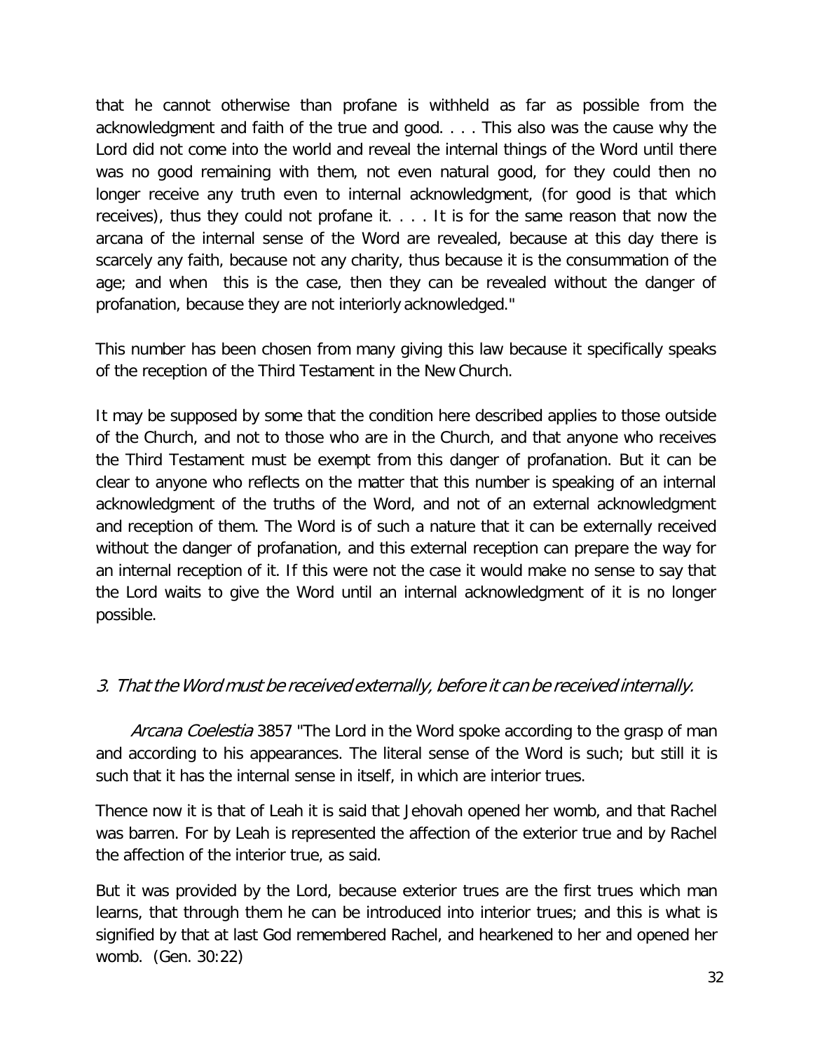that he cannot otherwise than profane is withheld as far as possible from the acknowledgment and faith of the true and good. . . . This also was the cause why the Lord did not come into the world and reveal the internal things of the Word until there was no good remaining with them, not even natural good, for they could then no longer receive any truth even to internal acknowledgment, (for good is that which receives), thus they could not profane it. . . . It is for the same reason that now the arcana of the internal sense of the Word are revealed, because at this day there is scarcely any faith, because not any charity, thus because it is the consummation of the age; and when this is the case, then they can be revealed without the danger of profanation, because they are not interiorly acknowledged."

This number has been chosen from many giving this law because it specifically speaks of the reception of the Third Testament in the New Church.

It may be supposed by some that the condition here described applies to those outside of the Church, and not to those who are in the Church, and that anyone who receives the Third Testament must be exempt from this danger of profanation. But it can be clear to anyone who reflects on the matter that this number is speaking of an internal acknowledgment of the truths of the Word, and not of an external acknowledgment and reception of them. The Word is of such a nature that it can be externally received without the danger of profanation, and this external reception can prepare the way for an internal reception of it. If this were not the case it would make no sense to say that the Lord waits to give the Word until an internal acknowledgment of it is no longer possible.

### *3. That the Word must be received externally, before it can be received internally.*

*Arcana Coelestia* 3857 "The Lord in the Word spoke according to the grasp of man and according to his appearances. The literal sense of the Word is such; but still it is such that it has the internal sense in itself, in which are interior trues.

Thence now it is that of Leah it is said that Jehovah opened her womb, and that Rachel was barren. For by Leah is represented the affection of the exterior true and by Rachel the affection of the interior true, as said.

But it was provided by the Lord, because exterior trues are the first trues which man learns, that through them he can be introduced into interior trues; and this is what is signified by that at last God remembered Rachel, and hearkened to her and opened her womb. (Gen. 30:22)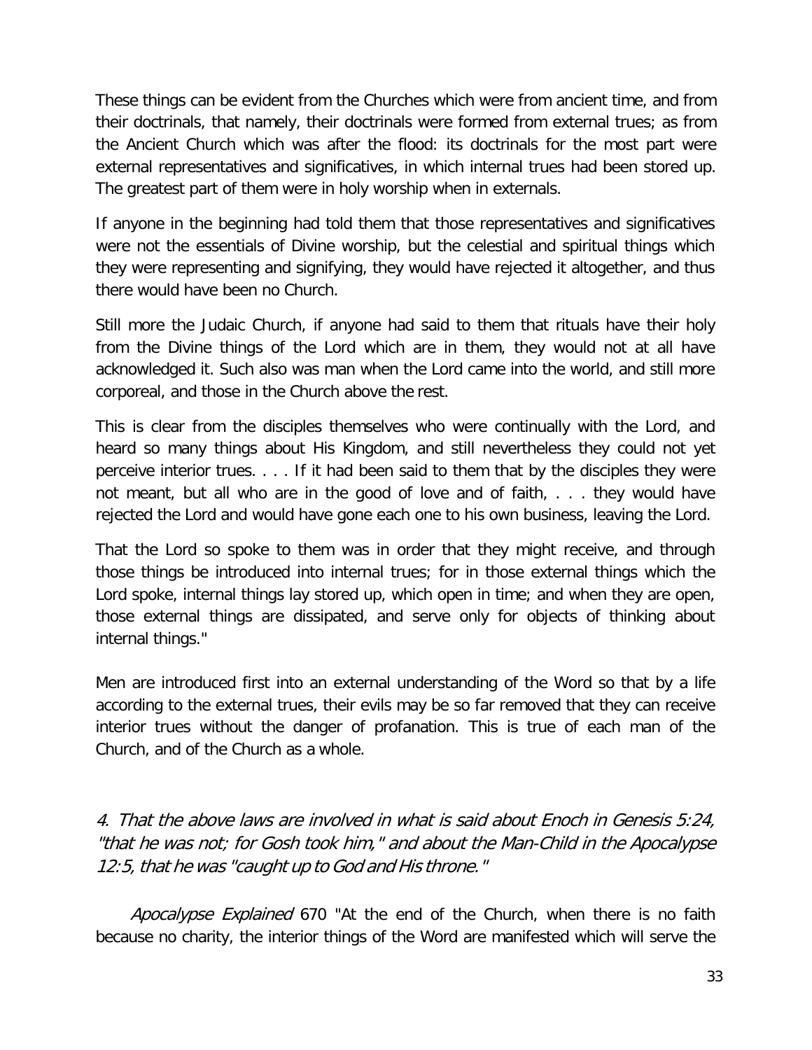These things can be evident from the Churches which were from ancient time, and from their doctrinals, that namely, their doctrinals were formed from external trues; as from the Ancient Church which was after the flood: its doctrinals for the most part were external representatives and significatives, in which internal trues had been stored up. The greatest part of them were in holy worship when in externals.

If anyone in the beginning had told them that those representatives and significatives were not the essentials of Divine worship, but the celestial and spiritual things which they were representing and signifying, they would have rejected it altogether, and thus there would have been no Church.

Still more the Judaic Church, if anyone had said to them that rituals have their holy from the Divine things of the Lord which are in them, they would not at all have acknowledged it. Such also was man when the Lord came into the world, and still more corporeal, and those in the Church above the rest.

This is clear from the disciples themselves who were continually with the Lord, and heard so many things about His Kingdom, and still nevertheless they could not yet perceive interior trues. . . . If it had been said to them that by the disciples they were not meant, but all who are in the good of love and of faith, . . . they would have rejected the Lord and would have gone each one to his own business, leaving the Lord.

That the Lord so spoke to them was in order that they might receive, and through those things be introduced into internal trues; for in those external things which the Lord spoke, internal things lay stored up, which open in time; and when they are open, those external things are dissipated, and serve only for objects of thinking about internal things."

Men are introduced first into an external understanding of the Word so that by a life according to the external trues, their evils may be so far removed that they can receive interior trues without the danger of profanation. This is true of each man of the Church, and of the Church as a whole.

*4. That the above laws are involved in what is said about Enoch in Genesis 5:24, "that he was not; for Gosh took him," and about the Man-Child in the Apocalypse 12:5, that he was "caught up to God and His throne."*

*Apocalypse Explained* 670 "At the end of the Church, when there is no faith because no charity, the interior things of the Word are manifested which will serve the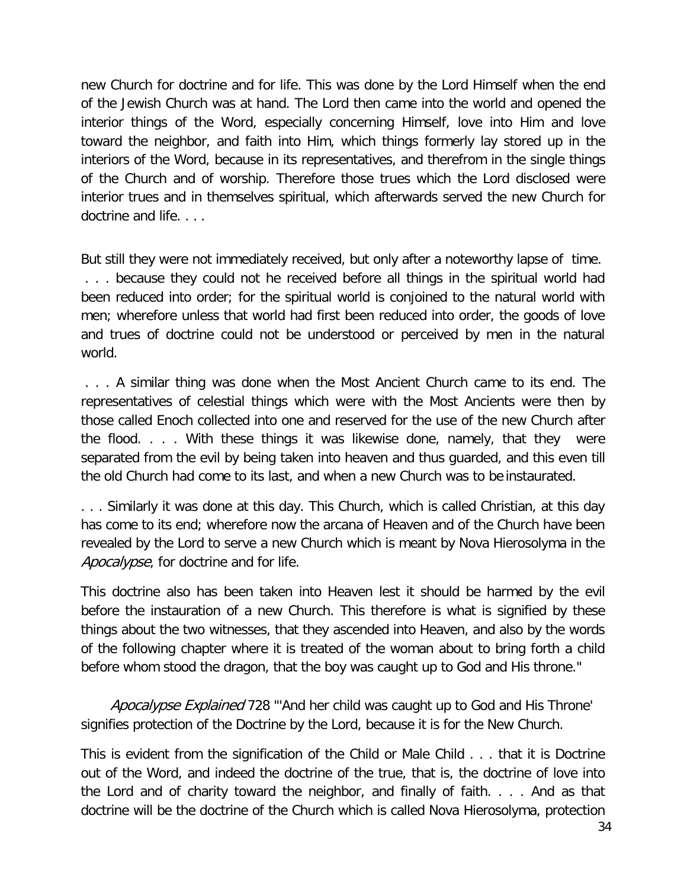new Church for doctrine and for life. This was done by the Lord Himself when the end of the Jewish Church was at hand. The Lord then came into the world and opened the interior things of the Word, especially concerning Himself, love into Him and love toward the neighbor, and faith into Him, which things formerly lay stored up in the interiors of the Word, because in its representatives, and therefrom in the single things of the Church and of worship. Therefore those trues which the Lord disclosed were interior trues and in themselves spiritual, which afterwards served the new Church for doctrine and life. . . .

But still they were not immediately received, but only after a noteworthy lapse of time. . . . because they could not he received before all things in the spiritual world had been reduced into order; for the spiritual world is conjoined to the natural world with men; wherefore unless that world had first been reduced into order, the goods of love and trues of doctrine could not be understood or perceived by men in the natural world.

. . . A similar thing was done when the Most Ancient Church came to its end. The representatives of celestial things which were with the Most Ancients were then by those called Enoch collected into one and reserved for the use of the new Church after the flood. . . . With these things it was likewise done, namely, that they were separated from the evil by being taken into heaven and thus guarded, and this even till the old Church had come to its last, and when a new Church was to be instaurated.

. . . Similarly it was done at this day. This Church, which is called Christian, at this day has come to its end; wherefore now the arcana of Heaven and of the Church have been revealed by the Lord to serve a new Church which is meant by Nova Hierosolyma in the *Apocalypse*, for doctrine and for life.

This doctrine also has been taken into Heaven lest it should be harmed by the evil before the instauration of a new Church. This therefore is what is signified by these things about the two witnesses, that they ascended into Heaven, and also by the words of the following chapter where it is treated of the woman about to bring forth a child before whom stood the dragon, that the boy was caught up to God and His throne."

*Apocalypse Explained* 728 "'And her child was caught up to God and His Throne' signifies protection of the Doctrine by the Lord, because it is for the New Church.

This is evident from the signification of the Child or Male Child . . . that it is Doctrine out of the Word, and indeed the doctrine of the true, that is, the doctrine of love into the Lord and of charity toward the neighbor, and finally of faith. . . . And as that doctrine will be the doctrine of the Church which is called Nova Hierosolyma, protection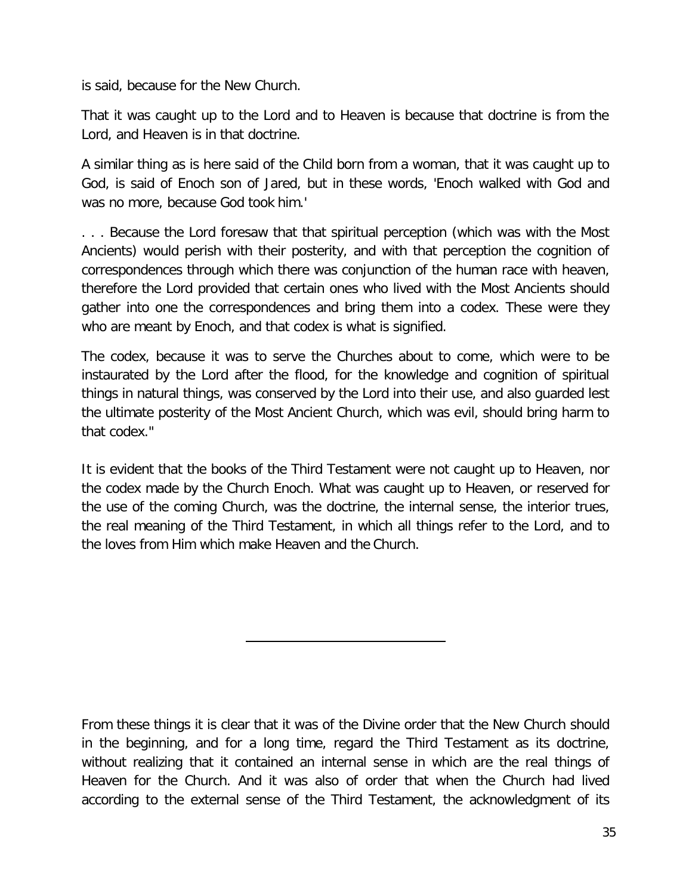is said, because for the New Church.

That it was caught up to the Lord and to Heaven is because that doctrine is from the Lord, and Heaven is in that doctrine.

A similar thing as is here said of the Child born from a woman, that it was caught up to God, is said of Enoch son of Jared, but in these words, 'Enoch walked with God and was no more, because God took him.'

. . . Because the Lord foresaw that that spiritual perception (which was with the Most Ancients) would perish with their posterity, and with that perception the cognition of correspondences through which there was conjunction of the human race with heaven, therefore the Lord provided that certain ones who lived with the Most Ancients should gather into one the correspondences and bring them into a codex. These were they who are meant by Enoch, and that codex is what is signified.

The codex, because it was to serve the Churches about to come, which were to be instaurated by the Lord after the flood, for the knowledge and cognition of spiritual things in natural things, was conserved by the Lord into their use, and also guarded lest the ultimate posterity of the Most Ancient Church, which was evil, should bring harm to that codex."

It is evident that the books of the Third Testament were not caught up to Heaven, nor the codex made by the Church Enoch. What was caught up to Heaven, or reserved for the use of the coming Church, was the doctrine, the internal sense, the interior trues, the real meaning of the Third Testament, in which all things refer to the Lord, and to the loves from Him which make Heaven and the Church.

---

From these things it is clear that it was of the Divine order that the New Church should in the beginning, and for a long time, regard the Third Testament as its doctrine, without realizing that it contained an internal sense in which are the real things of Heaven for the Church. And it was also of order that when the Church had lived according to the external sense of the Third Testament, the acknowledgment of its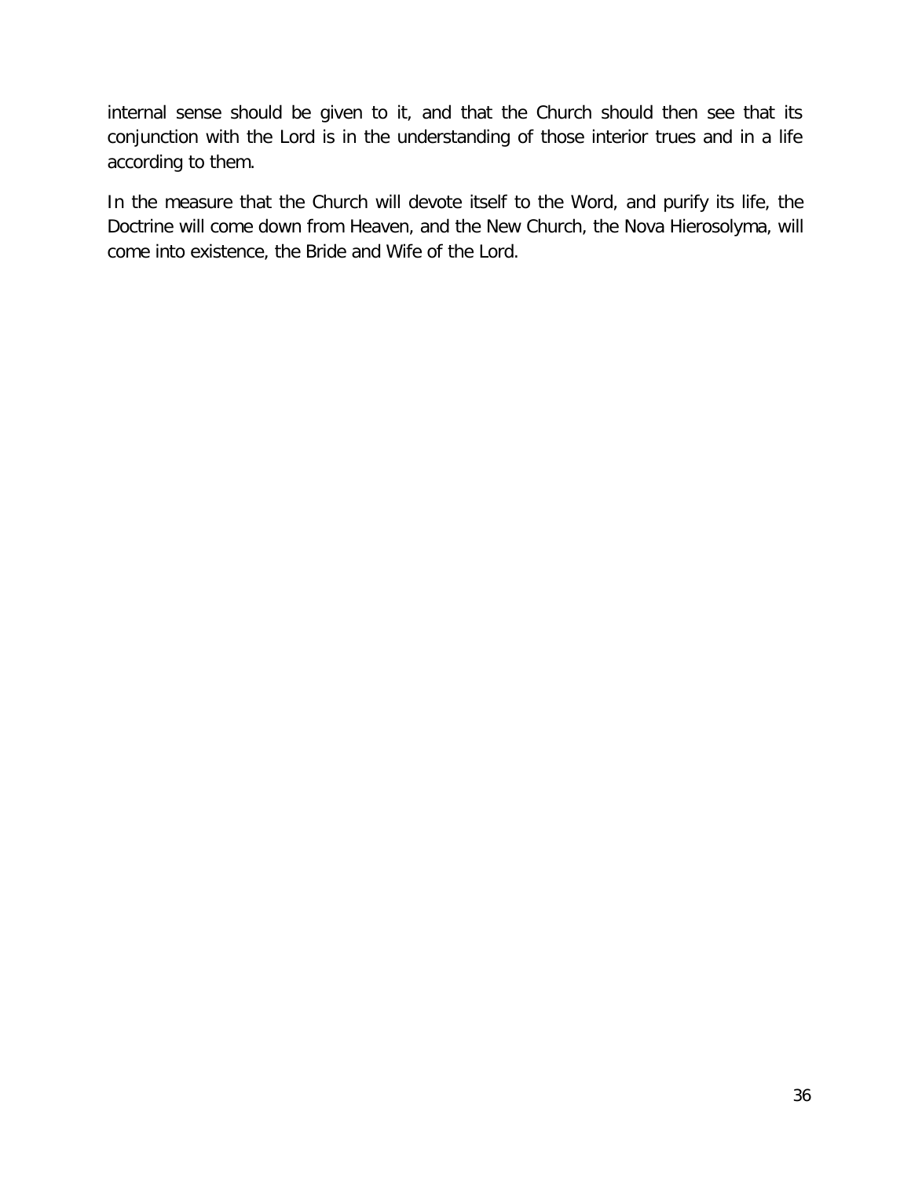internal sense should be given to it, and that the Church should then see that its conjunction with the Lord is in the understanding of those interior trues and in a life according to them.

In the measure that the Church will devote itself to the Word, and purify its life, the Doctrine will come down from Heaven, and the New Church, the Nova Hierosolyma, will come into existence, the Bride and Wife of the Lord.